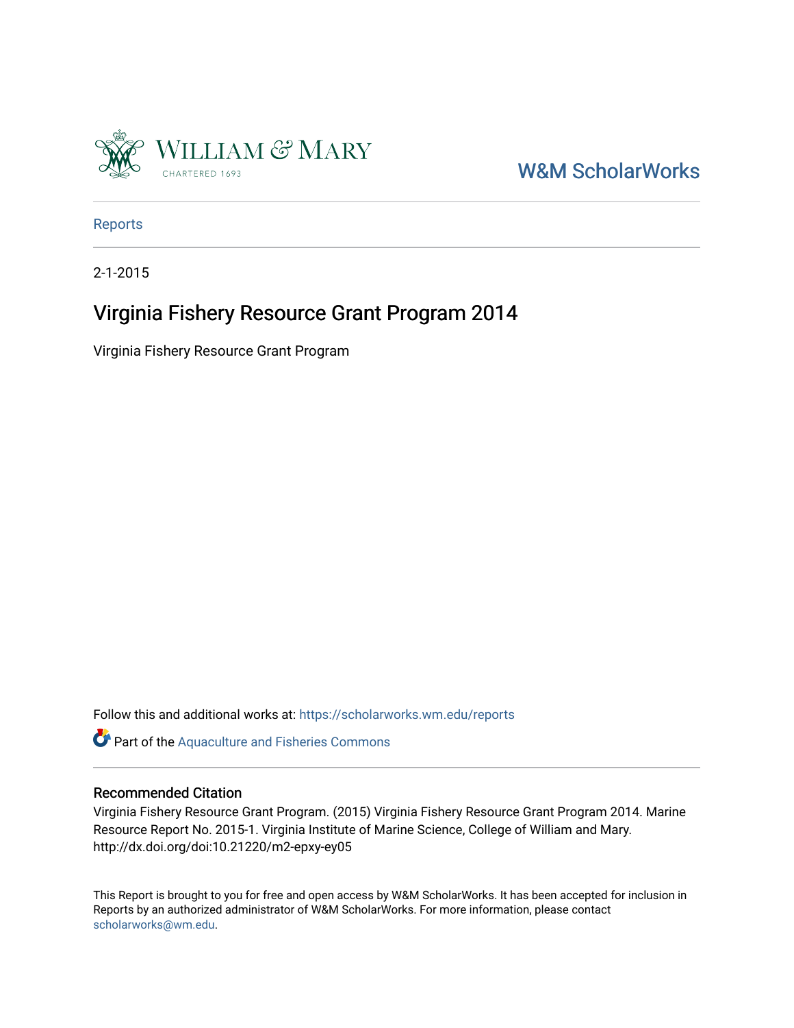W&M ScholarWorks

Reports

2-1-2015

# Virginia Fishery Resource Grant Program 2014

Virginia Fishery Resource Grant Program

Follow this and additional works at: https://scholarworks.wm.edu/reports

Part of the Aquaculture and Fisheries Commons

## Recommended Citation

Virginia Fishery Resource Grant Program. (2015) Virginia Fishery Resource Grant Program 2014. Marine Resource Report No. 2015-1. Virginia Institute of Marine Science, College of William and Mary. http://dx.doi.org/doi:10.21220/m2-epxy-ey05

This Report is brought to you for free and open access by W&M ScholarWorks. It has been accepted for inclusion in Reports by an authorized administrator of W&M ScholarWorks. For more information, please contact scholarworks@wm.edu.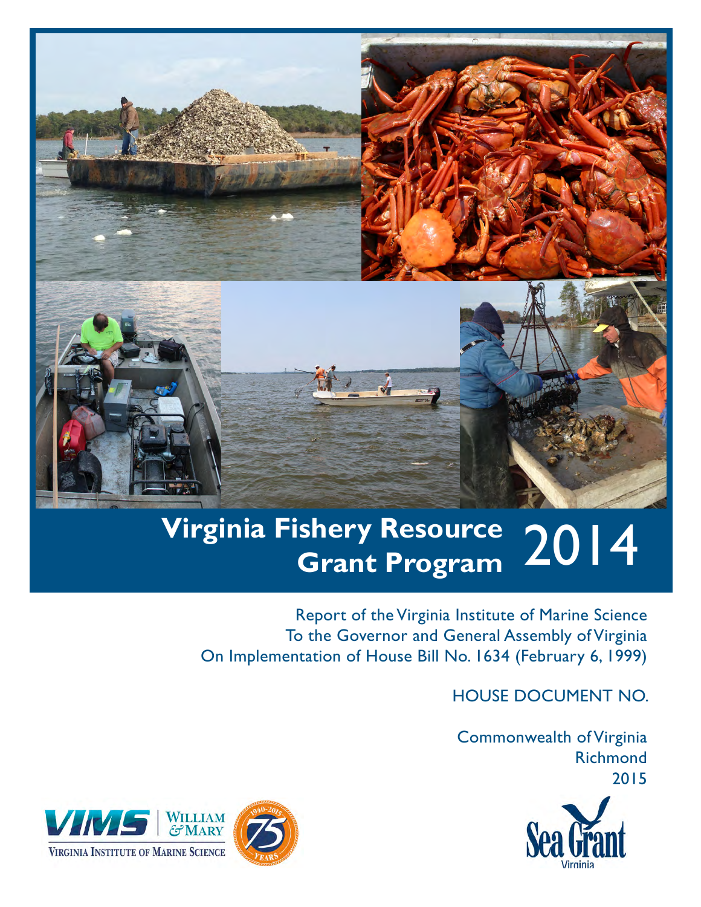# Virginia Fishery Resource Grant Program 2014

Report of the Virginia Institute of Marine Science
To the Governor and General Assembly of Virginia
On Implementation of House Bill No. 1634 (February 6, 1999)

HOUSE DOCUMENT NO.

Commonwealth of Virginia
Richmond
2015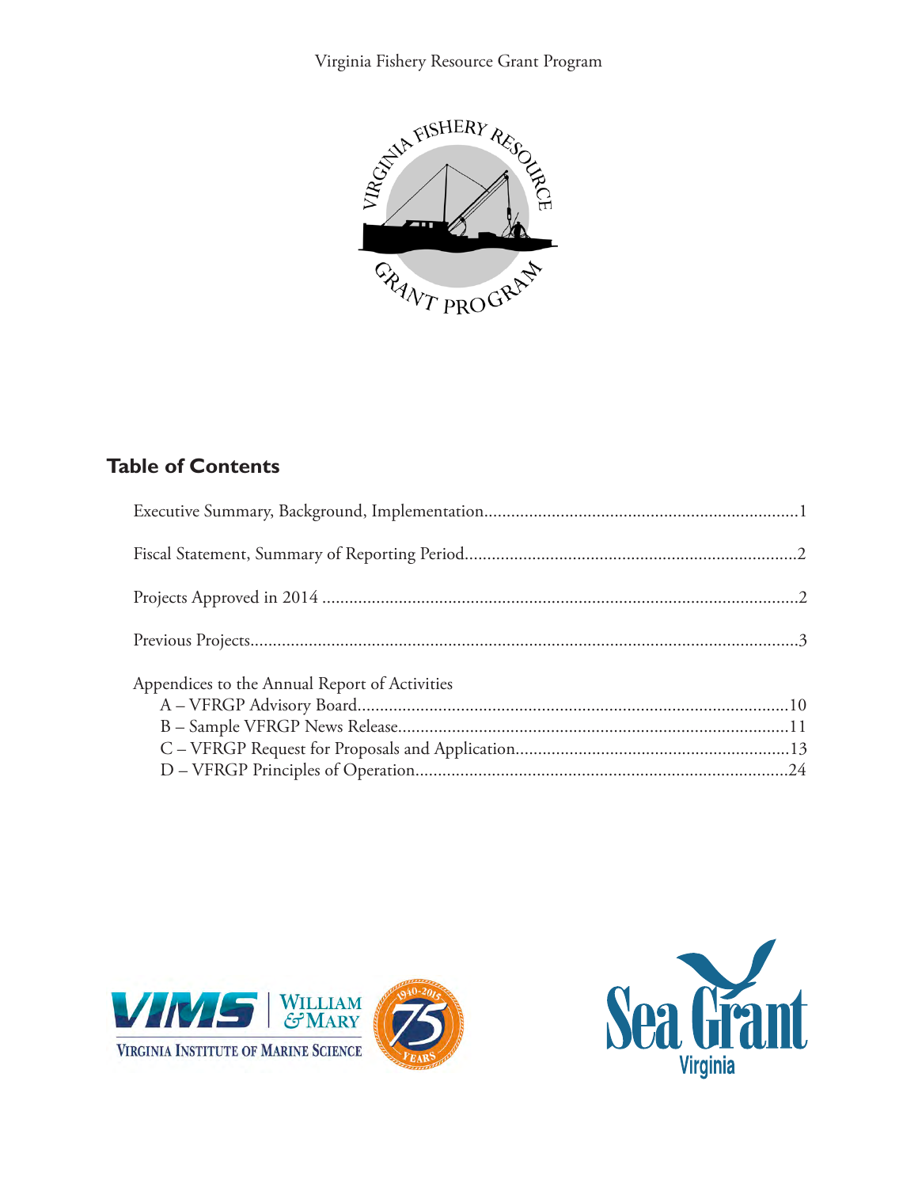Virginia Fishery Resource Grant Program

## Table of Contents

Executive Summary, Background, Implementation......................................................................1

Fiscal Statement, Summary of Reporting Period..........................................................................2

Projects Approved in 2014 ..........................................................................................................2

Previous Projects...........................................................................................................................3

Appendices to the Annual Report of Activities
- A – VFRGP Advisory Board................................................................................................10
- B – Sample VFRGP News Release.......................................................................................11
- C – VFRGP Request for Proposals and Application.............................................................13
- D – VFRGP Principles of Operation....................................................................................24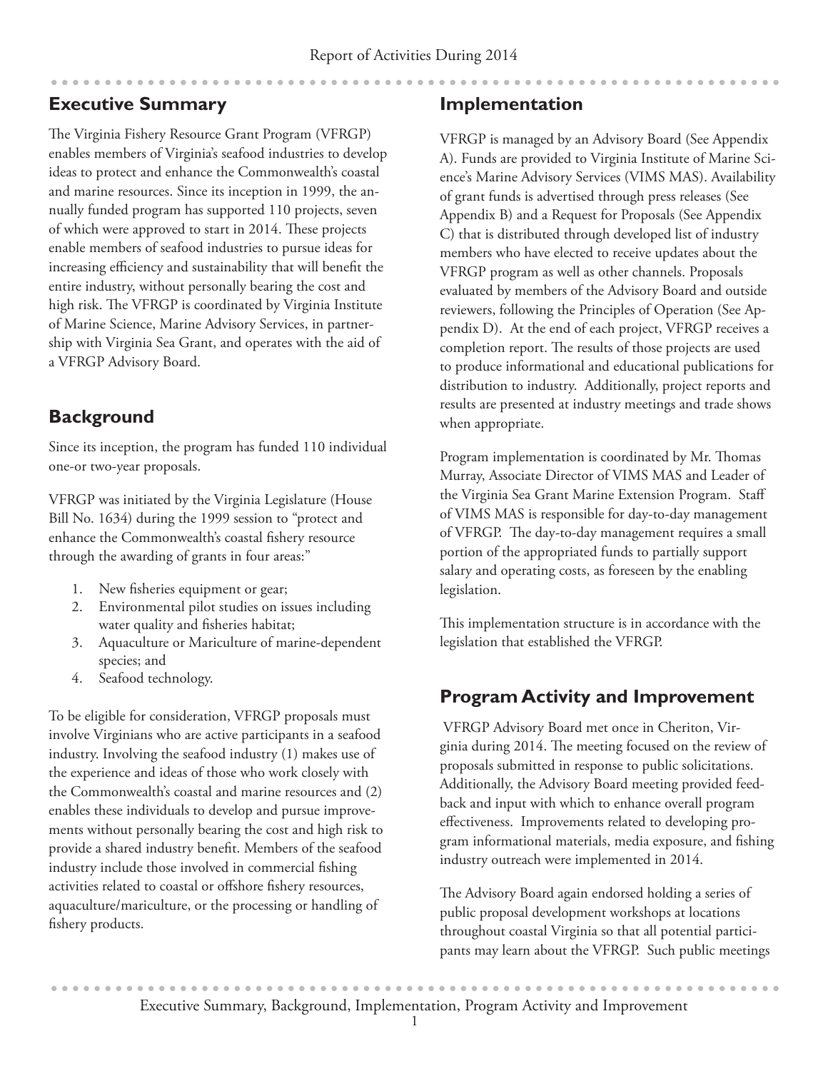## Executive Summary

The Virginia Fishery Resource Grant Program (VFRGP) enables members of Virginia's seafood industries to develop ideas to protect and enhance the Commonwealth's coastal and marine resources. Since its inception in 1999, the annually funded program has supported 110 projects, seven of which were approved to start in 2014. These projects enable members of seafood industries to pursue ideas for increasing efficiency and sustainability that will benefit the entire industry, without personally bearing the cost and high risk. The VFRGP is coordinated by Virginia Institute of Marine Science, Marine Advisory Services, in partnership with Virginia Sea Grant, and operates with the aid of a VFRGP Advisory Board.

## Background

Since its inception, the program has funded 110 individual one-or two-year proposals.

VFRGP was initiated by the Virginia Legislature (House Bill No. 1634) during the 1999 session to "protect and enhance the Commonwealth's coastal fishery resource through the awarding of grants in four areas:"

1. New fisheries equipment or gear;
2. Environmental pilot studies on issues including water quality and fisheries habitat;
3. Aquaculture or Mariculture of marine-dependent species; and
4. Seafood technology.

To be eligible for consideration, VFRGP proposals must involve Virginians who are active participants in a seafood industry. Involving the seafood industry (1) makes use of the experience and ideas of those who work closely with the Commonwealth's coastal and marine resources and (2) enables these individuals to develop and pursue improvements without personally bearing the cost and high risk to provide a shared industry benefit. Members of the seafood industry include those involved in commercial fishing activities related to coastal or offshore fishery resources, aquaculture/mariculture, or the processing or handling of fishery products.

## Implementation

VFRGP is managed by an Advisory Board (See Appendix A). Funds are provided to Virginia Institute of Marine Science's Marine Advisory Services (VIMS MAS). Availability of grant funds is advertised through press releases (See Appendix B) and a Request for Proposals (See Appendix C) that is distributed through developed list of industry members who have elected to receive updates about the VFRGP program as well as other channels. Proposals evaluated by members of the Advisory Board and outside reviewers, following the Principles of Operation (See Appendix D). At the end of each project, VFRGP receives a completion report. The results of those projects are used to produce informational and educational publications for distribution to industry. Additionally, project reports and results are presented at industry meetings and trade shows when appropriate.

Program implementation is coordinated by Mr. Thomas Murray, Associate Director of VIMS MAS and Leader of the Virginia Sea Grant Marine Extension Program. Staff of VIMS MAS is responsible for day-to-day management of VFRGP. The day-to-day management requires a small portion of the appropriated funds to partially support salary and operating costs, as foreseen by the enabling legislation.

This implementation structure is in accordance with the legislation that established the VFRGP.

## Program Activity and Improvement

VFRGP Advisory Board met once in Cheriton, Virginia during 2014. The meeting focused on the review of proposals submitted in response to public solicitations. Additionally, the Advisory Board meeting provided feedback and input with which to enhance overall program effectiveness. Improvements related to developing program informational materials, media exposure, and fishing industry outreach were implemented in 2014.

The Advisory Board again endorsed holding a series of public proposal development workshops at locations throughout coastal Virginia so that all potential participants may learn about the VFRGP. Such public meetings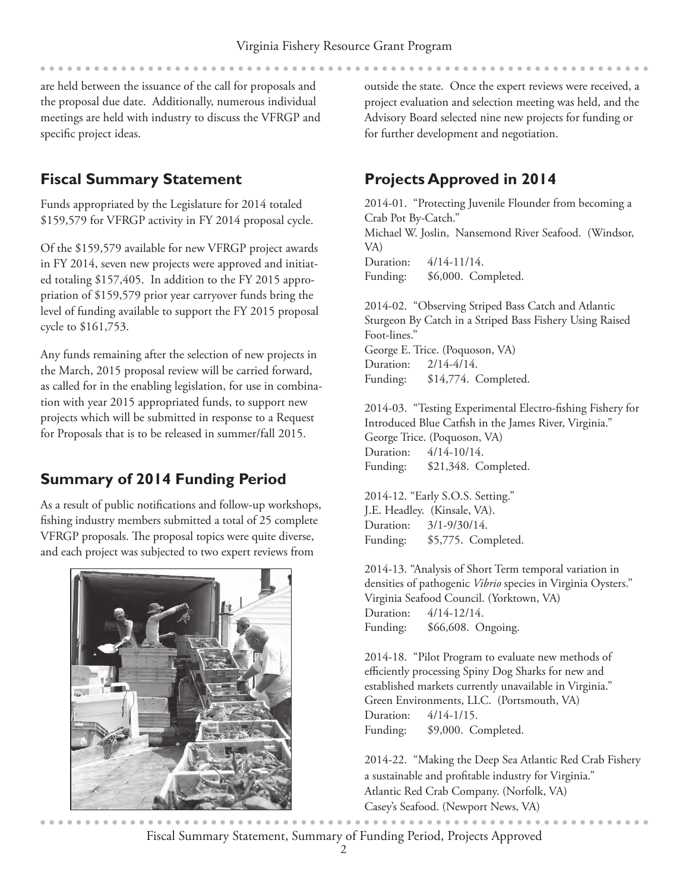are held between the issuance of the call for proposals and the proposal due date. Additionally, numerous individual meetings are held with industry to discuss the VFRGP and specific project ideas.

## Fiscal Summary Statement

Funds appropriated by the Legislature for 2014 totaled $159,579 for VFRGP activity in FY 2014 proposal cycle.

Of the $159,579 available for new VFRGP project awards in FY 2014, seven new projects were approved and initiated totaling $157,405. In addition to the FY 2015 appropriation of $159,579 prior year carryover funds bring the level of funding available to support the FY 2015 proposal cycle to $161,753.

Any funds remaining after the selection of new projects in the March, 2015 proposal review will be carried forward, as called for in the enabling legislation, for use in combination with year 2015 appropriated funds, to support new projects which will be submitted in response to a Request for Proposals that is to be released in summer/fall 2015.

## Summary of 2014 Funding Period

As a result of public notifications and follow-up workshops, fishing industry members submitted a total of 25 complete VFRGP proposals. The proposal topics were quite diverse, and each project was subjected to two expert reviews from outside the state. Once the expert reviews were received, a project evaluation and selection meeting was held, and the Advisory Board selected nine new projects for funding or for further development and negotiation.

## Projects Approved in 2014

2014-01. "Protecting Juvenile Flounder from becoming a Crab Pot By-Catch."
Michael W. Joslin, Nansemond River Seafood. (Windsor, VA)
Duration: 4/14-11/14.
Funding: $6,000. Completed.

2014-02. "Observing Striped Bass Catch and Atlantic Sturgeon By Catch in a Striped Bass Fishery Using Raised Foot-lines."
George E. Trice. (Poquoson, VA)
Duration: 2/14-4/14.
Funding: $14,774. Completed.

2014-03. "Testing Experimental Electro-fishing Fishery for Introduced Blue Catfish in the James River, Virginia."
George Trice. (Poquoson, VA)
Duration: 4/14-10/14.
Funding: $21,348. Completed.

2014-12. "Early S.O.S. Setting."
J.E. Headley. (Kinsale, VA).
Duration: 3/1-9/30/14.
Funding: $5,775. Completed.

2014-13. "Analysis of Short Term temporal variation in densities of pathogenic *Vibrio* species in Virginia Oysters."
Virginia Seafood Council. (Yorktown, VA)
Duration: 4/14-12/14.
Funding: $66,608. Ongoing.

2014-18. "Pilot Program to evaluate new methods of efficiently processing Spiny Dog Sharks for new and established markets currently unavailable in Virginia."
Green Environments, LLC. (Portsmouth, VA)
Duration: 4/14-1/15.
Funding: $9,000. Completed.

2014-22. "Making the Deep Sea Atlantic Red Crab Fishery a sustainable and profitable industry for Virginia."
Atlantic Red Crab Company. (Norfolk, VA)
Casey's Seafood. (Newport News, VA)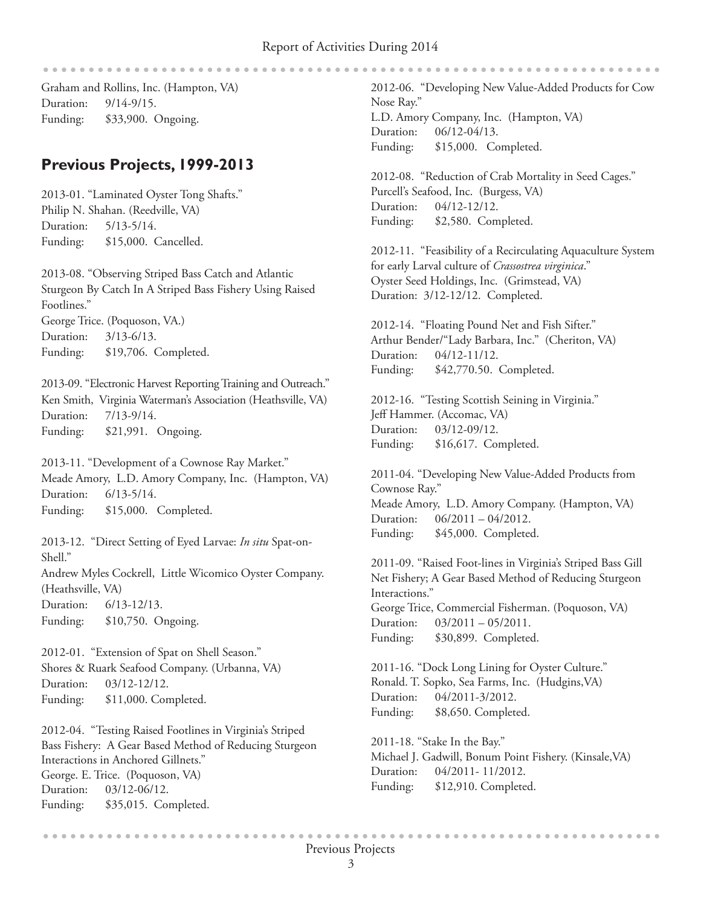Graham and Rollins, Inc. (Hampton, VA)
Duration: 9/14-9/15.
Funding: $33,900. Ongoing.

## Previous Projects, 1999-2013

2013-01. "Laminated Oyster Tong Shafts."
Philip N. Shahan. (Reedville, VA)
Duration: 5/13-5/14.
Funding: $15,000. Cancelled.

2013-08. "Observing Striped Bass Catch and Atlantic Sturgeon By Catch In A Striped Bass Fishery Using Raised Footlines."
George Trice. (Poquoson, VA.)
Duration: 3/13-6/13.
Funding: $19,706. Completed.

2013-09. "Electronic Harvest Reporting Training and Outreach."
Ken Smith, Virginia Waterman's Association (Heathsville, VA)
Duration: 7/13-9/14.
Funding: $21,991. Ongoing.

2013-11. "Development of a Cownose Ray Market."
Meade Amory, L.D. Amory Company, Inc. (Hampton, VA)
Duration: 6/13-5/14.
Funding: $15,000. Completed.

2013-12. "Direct Setting of Eyed Larvae: *In situ* Spat-on-Shell."
Andrew Myles Cockrell, Little Wicomico Oyster Company. (Heathsville, VA)
Duration: 6/13-12/13.
Funding: $10,750. Ongoing.

2012-01. "Extension of Spat on Shell Season."
Shores & Ruark Seafood Company. (Urbanna, VA)
Duration: 03/12-12/12.
Funding: $11,000. Completed.

2012-04. "Testing Raised Footlines in Virginia's Striped Bass Fishery: A Gear Based Method of Reducing Sturgeon Interactions in Anchored Gillnets."
George. E. Trice. (Poquoson, VA)
Duration: 03/12-06/12.
Funding: $35,015. Completed.

2012-06. "Developing New Value-Added Products for Cow Nose Ray."
L.D. Amory Company, Inc. (Hampton, VA)
Duration: 06/12-04/13.
Funding: $15,000. Completed.

2012-08. "Reduction of Crab Mortality in Seed Cages."
Purcell's Seafood, Inc. (Burgess, VA)
Duration: 04/12-12/12.
Funding: $2,580. Completed.

2012-11. "Feasibility of a Recirculating Aquaculture System for early Larval culture of *Crassostrea virginica*."
Oyster Seed Holdings, Inc. (Grimstead, VA)
Duration: 3/12-12/12. Completed.

2012-14. "Floating Pound Net and Fish Sifter."
Arthur Bender/"Lady Barbara, Inc." (Cheriton, VA)
Duration: 04/12-11/12.
Funding: $42,770.50. Completed.

2012-16. "Testing Scottish Seining in Virginia."
Jeff Hammer. (Accomac, VA)
Duration: 03/12-09/12.
Funding: $16,617. Completed.

2011-04. "Developing New Value-Added Products from Cownose Ray."
Meade Amory, L.D. Amory Company. (Hampton, VA)
Duration: 06/2011 – 04/2012.
Funding: $45,000. Completed.

2011-09. "Raised Foot-lines in Virginia's Striped Bass Gill Net Fishery; A Gear Based Method of Reducing Sturgeon Interactions."
George Trice, Commercial Fisherman. (Poquoson, VA)
Duration: 03/2011 – 05/2011.
Funding: $30,899. Completed.

2011-16. "Dock Long Lining for Oyster Culture."
Ronald. T. Sopko, Sea Farms, Inc. (Hudgins,VA)
Duration: 04/2011-3/2012.
Funding: $8,650. Completed.

2011-18. "Stake In the Bay."
Michael J. Gadwill, Bonum Point Fishery. (Kinsale,VA)
Duration: 04/2011- 11/2012.
Funding: $12,910. Completed.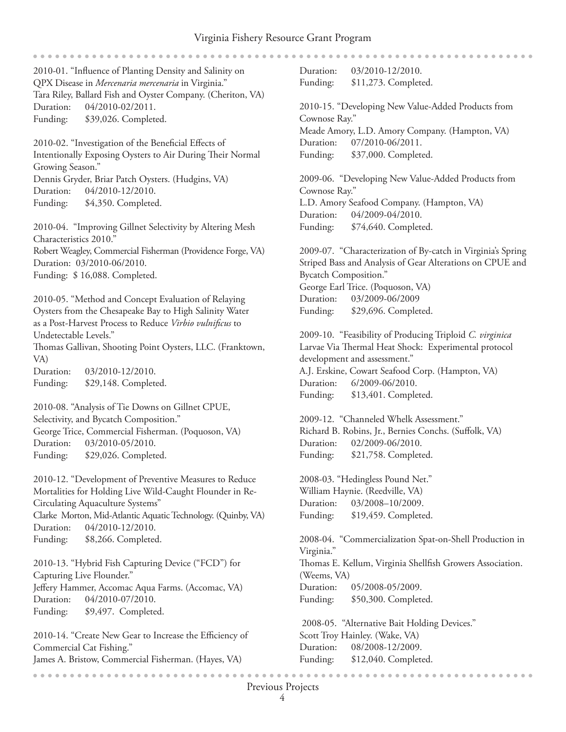2010-01. "Influence of Planting Density and Salinity on QPX Disease in *Mercenaria mercenaria* in Virginia."
Tara Riley, Ballard Fish and Oyster Company. (Cheriton, VA)
Duration: 04/2010-02/2011.
Funding: $39,026. Completed.

2010-02. "Investigation of the Beneficial Effects of Intentionally Exposing Oysters to Air During Their Normal Growing Season."
Dennis Gryder, Briar Patch Oysters. (Hudgins, VA)
Duration: 04/2010-12/2010.
Funding: $4,350. Completed.

2010-04. "Improving Gillnet Selectivity by Altering Mesh Characteristics 2010."
Robert Weagley, Commercial Fisherman (Providence Forge, VA)
Duration: 03/2010-06/2010.
Funding: $ 16,088. Completed.

2010-05. "Method and Concept Evaluation of Relaying Oysters from the Chesapeake Bay to High Salinity Water as a Post-Harvest Process to Reduce *Virbio vulnificus* to Undetectable Levels."
Thomas Gallivan, Shooting Point Oysters, LLC. (Franktown, VA)
Duration: 03/2010-12/2010.
Funding: $29,148. Completed.

2010-08. "Analysis of Tie Downs on Gillnet CPUE, Selectivity, and Bycatch Composition."
George Trice, Commercial Fisherman. (Poquoson, VA)
Duration: 03/2010-05/2010.
Funding: $29,026. Completed.

2010-12. "Development of Preventive Measures to Reduce Mortalities for Holding Live Wild-Caught Flounder in Re-Circulating Aquaculture Systems"
Clarke Morton, Mid-Atlantic Aquatic Technology. (Quinby, VA)
Duration: 04/2010-12/2010.
Funding: $8,266. Completed.

2010-13. "Hybrid Fish Capturing Device ("FCD") for Capturing Live Flounder."
Jeffery Hammer, Accomac Aqua Farms. (Accomac, VA)
Duration: 04/2010-07/2010.
Funding: $9,497. Completed.

2010-14. "Create New Gear to Increase the Efficiency of Commercial Cat Fishing."
James A. Bristow, Commercial Fisherman. (Hayes, VA)
Duration: 03/2010-12/2010.
Funding: $11,273. Completed.

2010-15. "Developing New Value-Added Products from Cownose Ray."
Meade Amory, L.D. Amory Company. (Hampton, VA)
Duration: 07/2010-06/2011.
Funding: $37,000. Completed.

2009-06. "Developing New Value-Added Products from Cownose Ray."
L.D. Amory Seafood Company. (Hampton, VA)
Duration: 04/2009-04/2010.
Funding: $74,640. Completed.

2009-07. "Characterization of By-catch in Virginia's Spring Striped Bass and Analysis of Gear Alterations on CPUE and Bycatch Composition."
George Earl Trice. (Poquoson, VA)
Duration: 03/2009-06/2009
Funding: $29,696. Completed.

2009-10. "Feasibility of Producing Triploid *C. virginica* Larvae Via Thermal Heat Shock: Experimental protocol development and assessment."
A.J. Erskine, Cowart Seafood Corp. (Hampton, VA)
Duration: 6/2009-06/2010.
Funding: $13,401. Completed.

2009-12. "Channeled Whelk Assessment."
Richard B. Robins, Jr., Bernies Conchs. (Suffolk, VA)
Duration: 02/2009-06/2010.
Funding: $21,758. Completed.

2008-03. "Hedingless Pound Net."
William Haynie. (Reedville, VA)
Duration: 03/2008–10/2009.
Funding: $19,459. Completed.

2008-04. "Commercialization Spat-on-Shell Production in Virginia."
Thomas E. Kellum, Virginia Shellfish Growers Association. (Weems, VA)
Duration: 05/2008-05/2009.
Funding: $50,300. Completed.

2008-05. "Alternative Bait Holding Devices."
Scott Troy Hainley. (Wake, VA)
Duration: 08/2008-12/2009.
Funding: $12,040. Completed.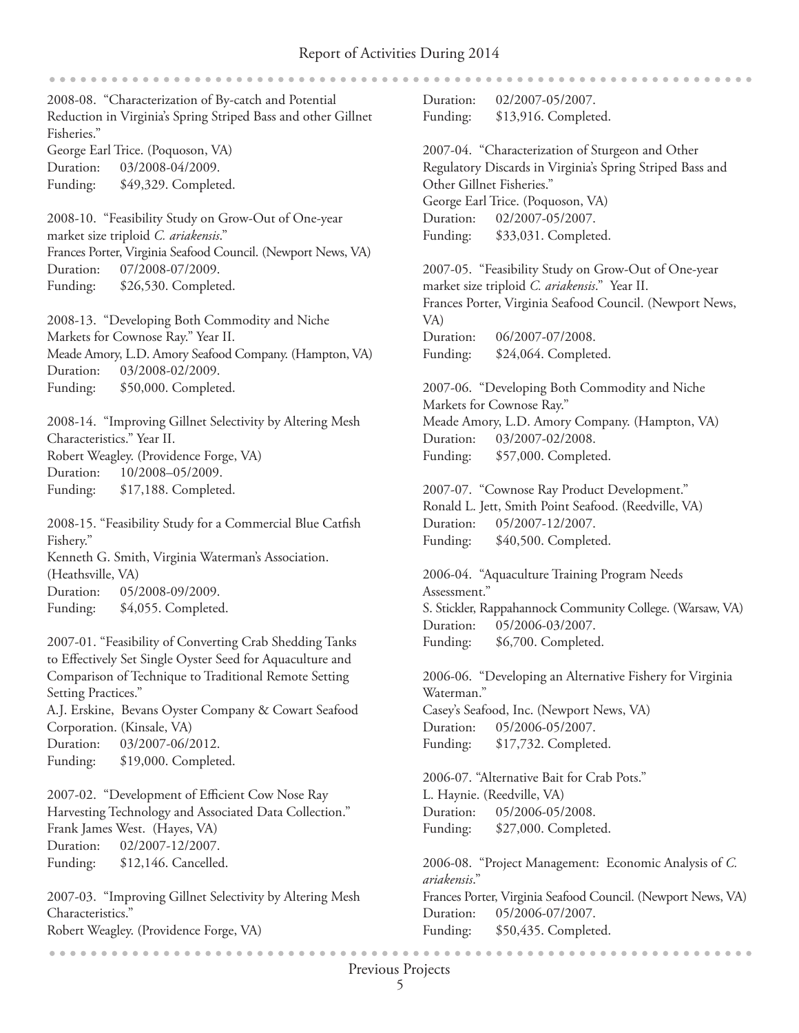2008-08. "Characterization of By-catch and Potential Reduction in Virginia's Spring Striped Bass and other Gillnet Fisheries."
George Earl Trice. (Poquoson, VA)
Duration: 03/2008-04/2009.
Funding: $49,329. Completed.

2008-10. "Feasibility Study on Grow-Out of One-year market size triploid *C. ariakensis*."
Frances Porter, Virginia Seafood Council. (Newport News, VA)
Duration: 07/2008-07/2009.
Funding: $26,530. Completed.

2008-13. "Developing Both Commodity and Niche Markets for Cownose Ray." Year II.
Meade Amory, L.D. Amory Seafood Company. (Hampton, VA)
Duration: 03/2008-02/2009.
Funding: $50,000. Completed.

2008-14. "Improving Gillnet Selectivity by Altering Mesh Characteristics." Year II.
Robert Weagley. (Providence Forge, VA)
Duration: 10/2008–05/2009.
Funding: $17,188. Completed.

2008-15. "Feasibility Study for a Commercial Blue Catfish Fishery."
Kenneth G. Smith, Virginia Waterman's Association. (Heathsville, VA)
Duration: 05/2008-09/2009.
Funding: $4,055. Completed.

2007-01. "Feasibility of Converting Crab Shedding Tanks to Effectively Set Single Oyster Seed for Aquaculture and Comparison of Technique to Traditional Remote Setting Setting Practices."
A.J. Erskine, Bevans Oyster Company & Cowart Seafood Corporation. (Kinsale, VA)
Duration: 03/2007-06/2012.
Funding: $19,000. Completed.

2007-02. "Development of Efficient Cow Nose Ray Harvesting Technology and Associated Data Collection."
Frank James West. (Hayes, VA)
Duration: 02/2007-12/2007.
Funding: $12,146. Cancelled.

2007-03. "Improving Gillnet Selectivity by Altering Mesh Characteristics."
Robert Weagley. (Providence Forge, VA)
Duration: 02/2007-05/2007.
Funding: $13,916. Completed.

2007-04. "Characterization of Sturgeon and Other Regulatory Discards in Virginia's Spring Striped Bass and Other Gillnet Fisheries."
George Earl Trice. (Poquoson, VA)
Duration: 02/2007-05/2007.
Funding: $33,031. Completed.

2007-05. "Feasibility Study on Grow-Out of One-year market size triploid *C. ariakensis*." Year II.
Frances Porter, Virginia Seafood Council. (Newport News, VA)
Duration: 06/2007-07/2008.
Funding: $24,064. Completed.

2007-06. "Developing Both Commodity and Niche Markets for Cownose Ray."
Meade Amory, L.D. Amory Company. (Hampton, VA)
Duration: 03/2007-02/2008.
Funding: $57,000. Completed.

2007-07. "Cownose Ray Product Development."
Ronald L. Jett, Smith Point Seafood. (Reedville, VA)
Duration: 05/2007-12/2007.
Funding: $40,500. Completed.

2006-04. "Aquaculture Training Program Needs Assessment."
S. Stickler, Rappahannock Community College. (Warsaw, VA)
Duration: 05/2006-03/2007.
Funding: $6,700. Completed.

2006-06. "Developing an Alternative Fishery for Virginia Waterman."
Casey's Seafood, Inc. (Newport News, VA)
Duration: 05/2006-05/2007.
Funding: $17,732. Completed.

2006-07. "Alternative Bait for Crab Pots."
L. Haynie. (Reedville, VA)
Duration: 05/2006-05/2008.
Funding: $27,000. Completed.

2006-08. "Project Management: Economic Analysis of *C. ariakensis*."
Frances Porter, Virginia Seafood Council. (Newport News, VA)
Duration: 05/2006-07/2007.
Funding: $50,435. Completed.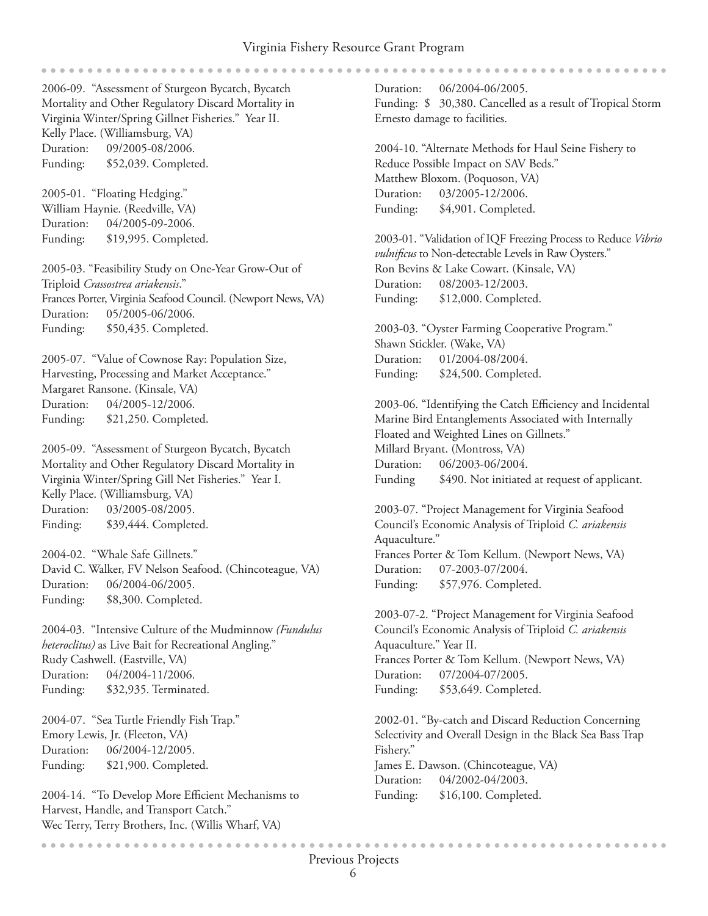2006-09. "Assessment of Sturgeon Bycatch, Bycatch Mortality and Other Regulatory Discard Mortality in Virginia Winter/Spring Gillnet Fisheries." Year II.
Kelly Place. (Williamsburg, VA)
Duration: 09/2005-08/2006.
Funding: $52,039. Completed.

2005-01. "Floating Hedging."
William Haynie. (Reedville, VA)
Duration: 04/2005-09-2006.
Funding: $19,995. Completed.

2005-03. "Feasibility Study on One-Year Grow-Out of Triploid *Crassostrea ariakensis*."
Frances Porter, Virginia Seafood Council. (Newport News, VA)
Duration: 05/2005-06/2006.
Funding: $50,435. Completed.

2005-07. "Value of Cownose Ray: Population Size, Harvesting, Processing and Market Acceptance."
Margaret Ransone. (Kinsale, VA)
Duration: 04/2005-12/2006.
Funding: $21,250. Completed.

2005-09. "Assessment of Sturgeon Bycatch, Bycatch Mortality and Other Regulatory Discard Mortality in Virginia Winter/Spring Gill Net Fisheries." Year I.
Kelly Place. (Williamsburg, VA)
Duration: 03/2005-08/2005.
Finding: $39,444. Completed.

2004-02. "Whale Safe Gillnets."
David C. Walker, FV Nelson Seafood. (Chincoteague, VA)
Duration: 06/2004-06/2005.
Funding: $8,300. Completed.

2004-03. "Intensive Culture of the Mudminnow *(Fundulus heteroclitus)* as Live Bait for Recreational Angling."
Rudy Cashwell. (Eastville, VA)
Duration: 04/2004-11/2006.
Funding: $32,935. Terminated.

2004-07. "Sea Turtle Friendly Fish Trap."
Emory Lewis, Jr. (Fleeton, VA)
Duration: 06/2004-12/2005.
Funding: $21,900. Completed.

2004-14. "To Develop More Efficient Mechanisms to Harvest, Handle, and Transport Catch."
Wec Terry, Terry Brothers, Inc. (Willis Wharf, VA)
Duration: 06/2004-06/2005.
Funding: $ 30,380. Cancelled as a result of Tropical Storm Ernesto damage to facilities.

2004-10. "Alternate Methods for Haul Seine Fishery to Reduce Possible Impact on SAV Beds."
Matthew Bloxom. (Poquoson, VA)
Duration: 03/2005-12/2006.
Funding: $4,901. Completed.

2003-01. "Validation of IQF Freezing Process to Reduce *Vibrio vulnificus* to Non-detectable Levels in Raw Oysters."
Ron Bevins & Lake Cowart. (Kinsale, VA)
Duration: 08/2003-12/2003.
Funding: $12,000. Completed.

2003-03. "Oyster Farming Cooperative Program."
Shawn Stickler. (Wake, VA)
Duration: 01/2004-08/2004.
Funding: $24,500. Completed.

2003-06. "Identifying the Catch Efficiency and Incidental Marine Bird Entanglements Associated with Internally Floated and Weighted Lines on Gillnets."
Millard Bryant. (Montross, VA)
Duration: 06/2003-06/2004.
Funding $490. Not initiated at request of applicant.

2003-07. "Project Management for Virginia Seafood Council's Economic Analysis of Triploid *C. ariakensis* Aquaculture."
Frances Porter & Tom Kellum. (Newport News, VA)
Duration: 07-2003-07/2004.
Funding: $57,976. Completed.

2003-07-2. "Project Management for Virginia Seafood Council's Economic Analysis of Triploid *C. ariakensis* Aquaculture." Year II.
Frances Porter & Tom Kellum. (Newport News, VA)
Duration: 07/2004-07/2005.
Funding: $53,649. Completed.

2002-01. "By-catch and Discard Reduction Concerning Selectivity and Overall Design in the Black Sea Bass Trap Fishery."
James E. Dawson. (Chincoteague, VA)
Duration: 04/2002-04/2003.
Funding: $16,100. Completed.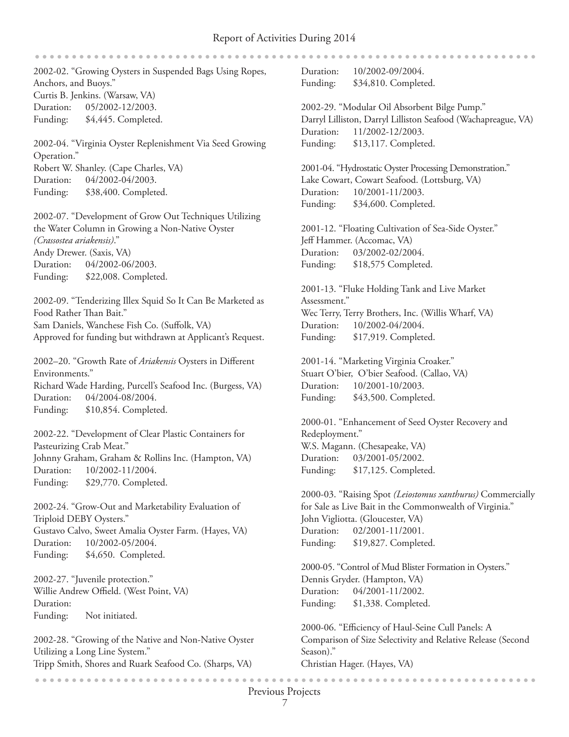2002-02. "Growing Oysters in Suspended Bags Using Ropes, Anchors, and Buoys."
Curtis B. Jenkins. (Warsaw, VA)
Duration: 05/2002-12/2003.
Funding: $4,445. Completed.

2002-04. "Virginia Oyster Replenishment Via Seed Growing Operation."
Robert W. Shanley. (Cape Charles, VA)
Duration: 04/2002-04/2003.
Funding: $38,400. Completed.

2002-07. "Development of Grow Out Techniques Utilizing the Water Column in Growing a Non-Native Oyster *(Crassostea ariakensis)*."
Andy Drewer. (Saxis, VA)
Duration: 04/2002-06/2003.
Funding: $22,008. Completed.

2002-09. "Tenderizing Illex Squid So It Can Be Marketed as Food Rather Than Bait."
Sam Daniels, Wanchese Fish Co. (Suffolk, VA)
Approved for funding but withdrawn at Applicant's Request.

2002–20. "Growth Rate of *Ariakensis* Oysters in Different Environments."
Richard Wade Harding, Purcell's Seafood Inc. (Burgess, VA)
Duration: 04/2004-08/2004.
Funding: $10,854. Completed.

2002-22. "Development of Clear Plastic Containers for Pasteurizing Crab Meat."
Johnny Graham, Graham & Rollins Inc. (Hampton, VA)
Duration: 10/2002-11/2004.
Funding: $29,770. Completed.

2002-24. "Grow-Out and Marketability Evaluation of Triploid DEBY Oysters."
Gustavo Calvo, Sweet Amalia Oyster Farm. (Hayes, VA)
Duration: 10/2002-05/2004.
Funding: $4,650. Completed.

2002-27. "Juvenile protection."
Willie Andrew Offield. (West Point, VA)
Duration:
Funding: Not initiated.

2002-28. "Growing of the Native and Non-Native Oyster Utilizing a Long Line System."
Tripp Smith, Shores and Ruark Seafood Co. (Sharps, VA)
Duration: 10/2002-09/2004.
Funding: $34,810. Completed.

2002-29. "Modular Oil Absorbent Bilge Pump."
Darryl Lilliston, Darryl Lilliston Seafood (Wachapreague, VA)
Duration: 11/2002-12/2003.
Funding: $13,117. Completed.

2001-04. "Hydrostatic Oyster Processing Demonstration."
Lake Cowart, Cowart Seafood. (Lottsburg, VA)
Duration: 10/2001-11/2003.
Funding: $34,600. Completed.

2001-12. "Floating Cultivation of Sea-Side Oyster."
Jeff Hammer. (Accomac, VA)
Duration: 03/2002-02/2004.
Funding: $18,575 Completed.

2001-13. "Fluke Holding Tank and Live Market Assessment."
Wec Terry, Terry Brothers, Inc. (Willis Wharf, VA)
Duration: 10/2002-04/2004.
Funding: $17,919. Completed.

2001-14. "Marketing Virginia Croaker."
Stuart O'bier, O'bier Seafood. (Callao, VA)
Duration: 10/2001-10/2003.
Funding: $43,500. Completed.

2000-01. "Enhancement of Seed Oyster Recovery and Redeployment."
W.S. Magann. (Chesapeake, VA)
Duration: 03/2001-05/2002.
Funding: $17,125. Completed.

2000-03. "Raising Spot *(Leiostomus xanthurus)* Commercially for Sale as Live Bait in the Commonwealth of Virginia."
John Vigliotta. (Gloucester, VA)
Duration: 02/2001-11/2001.
Funding: $19,827. Completed.

2000-05. "Control of Mud Blister Formation in Oysters."
Dennis Gryder. (Hampton, VA)
Duration: 04/2001-11/2002.
Funding: $1,338. Completed.

2000-06. "Efficiency of Haul-Seine Cull Panels: A Comparison of Size Selectivity and Relative Release (Second Season)."
Christian Hager. (Hayes, VA)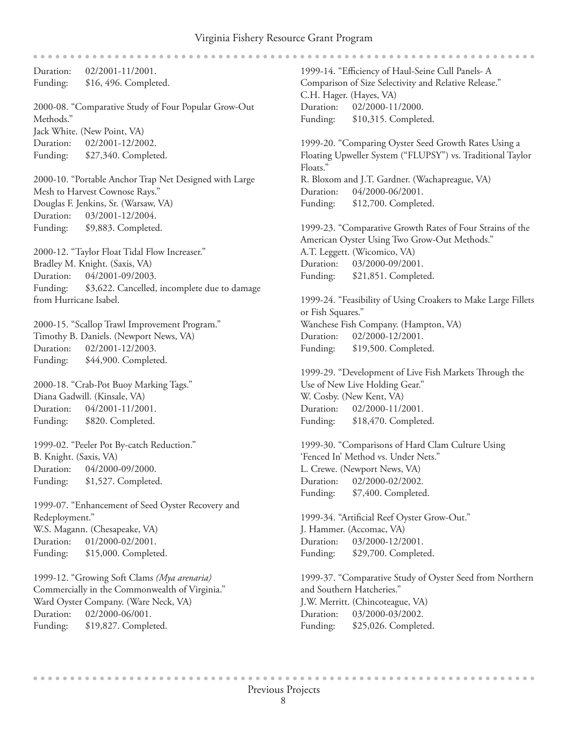Duration: 02/2001-11/2001.
Funding: $16, 496. Completed.

2000-08. "Comparative Study of Four Popular Grow-Out Methods."
Jack White. (New Point, VA)
Duration: 02/2001-12/2002.
Funding: $27,340. Completed.

2000-10. "Portable Anchor Trap Net Designed with Large Mesh to Harvest Cownose Rays."
Douglas F. Jenkins, Sr. (Warsaw, VA)
Duration: 03/2001-12/2004.
Funding: $9,883. Completed.

2000-12. "Taylor Float Tidal Flow Increaser."
Bradley M. Knight. (Saxis, VA)
Duration: 04/2001-09/2003.
Funding: $3,622. Cancelled, incomplete due to damage from Hurricane Isabel.

2000-15. "Scallop Trawl Improvement Program."
Timothy B. Daniels. (Newport News, VA)
Duration: 02/2001-12/2003.
Funding: $44,900. Completed.

2000-18. "Crab-Pot Buoy Marking Tags."
Diana Gadwill. (Kinsale, VA)
Duration: 04/2001-11/2001.
Funding: $820. Completed.

1999-02. "Peeler Pot By-catch Reduction."
B. Knight. (Saxis, VA)
Duration: 04/2000-09/2000.
Funding: $1,527. Completed.

1999-07. "Enhancement of Seed Oyster Recovery and Redeployment."
W.S. Magann. (Chesapeake, VA)
Duration: 01/2000-02/2001.
Funding: $15,000. Completed.

1999-12. "Growing Soft Clams *(Mya arenaria)* Commercially in the Commonwealth of Virginia."
Ward Oyster Company. (Ware Neck, VA)
Duration: 02/2000-06/001.
Funding: $19,827. Completed.

1999-14. "Efficiency of Haul-Seine Cull Panels- A Comparison of Size Selectivity and Relative Release."
C.H. Hager. (Hayes, VA)
Duration: 02/2000-11/2000.
Funding: $10,315. Completed.

1999-20. "Comparing Oyster Seed Growth Rates Using a Floating Upweller System ("FLUPSY") vs. Traditional Taylor Floats."
R. Bloxom and J.T. Gardner. (Wachapreague, VA)
Duration: 04/2000-06/2001.
Funding: $12,700. Completed.

1999-23. "Comparative Growth Rates of Four Strains of the American Oyster Using Two Grow-Out Methods."
A.T. Leggett. (Wicomico, VA)
Duration: 03/2000-09/2001.
Funding: $21,851. Completed.

1999-24. "Feasibility of Using Croakers to Make Large Fillets or Fish Squares."
Wanchese Fish Company. (Hampton, VA)
Duration: 02/2000-12/2001.
Funding: $19,500. Completed.

1999-29. "Development of Live Fish Markets Through the Use of New Live Holding Gear."
W. Cosby. (New Kent, VA)
Duration: 02/2000-11/2001.
Funding: $18,470. Completed.

1999-30. "Comparisons of Hard Clam Culture Using 'Fenced In' Method vs. Under Nets."
L. Crewe. (Newport News, VA)
Duration: 02/2000-02/2002.
Funding: $7,400. Completed.

1999-34. "Artificial Reef Oyster Grow-Out."
J. Hammer. (Accomac, VA)
Duration: 03/2000-12/2001.
Funding: $29,700. Completed.

1999-37. "Comparative Study of Oyster Seed from Northern and Southern Hatcheries."
J.W. Merritt. (Chincoteague, VA)
Duration: 03/2000-03/2002.
Funding: $25,026. Completed.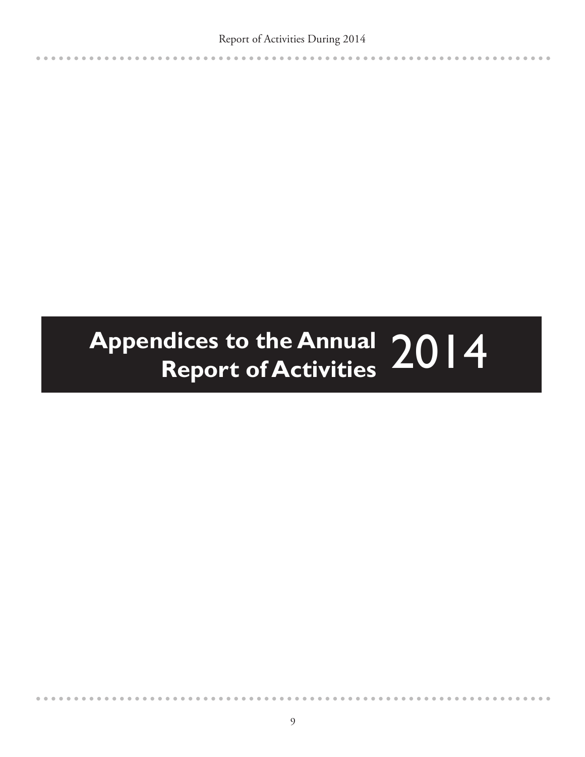# Appendices to the Annual Report of Activities 2014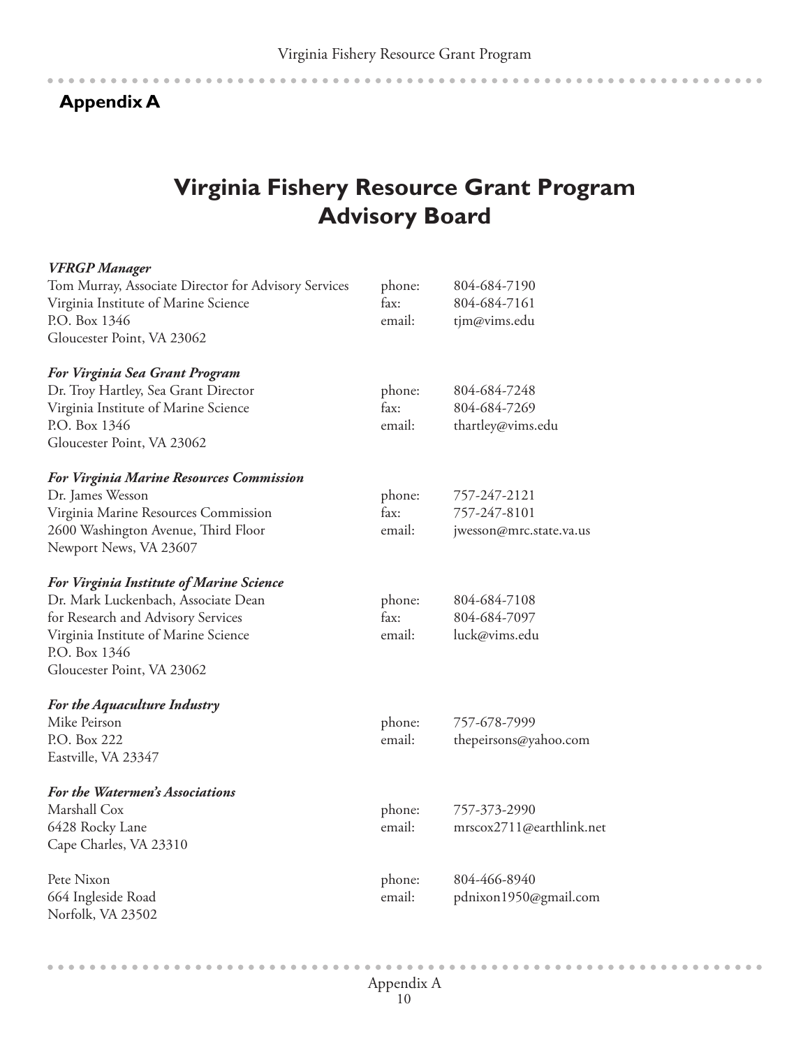## Appendix A

# Virginia Fishery Resource Grant Program Advisory Board

***VFRGP Manager***

| | | |
|---|---|---|
| Tom Murray, Associate Director for Advisory Services | phone: | 804-684-7190 |
| Virginia Institute of Marine Science | fax: | 804-684-7161 |
| P.O. Box 1346 | email: | tjm@vims.edu |
| Gloucester Point, VA 23062 | | |

***For Virginia Sea Grant Program***

| | | |
|---|---|---|
| Dr. Troy Hartley, Sea Grant Director | phone: | 804-684-7248 |
| Virginia Institute of Marine Science | fax: | 804-684-7269 |
| P.O. Box 1346 | email: | thartley@vims.edu |
| Gloucester Point, VA 23062 | | |

***For Virginia Marine Resources Commission***

| | | |
|---|---|---|
| Dr. James Wesson | phone: | 757-247-2121 |
| Virginia Marine Resources Commission | fax: | 757-247-8101 |
| 2600 Washington Avenue, Third Floor | email: | jwesson@mrc.state.va.us |
| Newport News, VA 23607 | | |

***For Virginia Institute of Marine Science***

| | | |
|---|---|---|
| Dr. Mark Luckenbach, Associate Dean | phone: | 804-684-7108 |
| for Research and Advisory Services | fax: | 804-684-7097 |
| Virginia Institute of Marine Science | email: | luck@vims.edu |
| P.O. Box 1346 | | |
| Gloucester Point, VA 23062 | | |

***For the Aquaculture Industry***

| | | |
|---|---|---|
| Mike Peirson | phone: | 757-678-7999 |
| P.O. Box 222 | email: | thepeirsons@yahoo.com |
| Eastville, VA 23347 | | |

***For the Watermen's Associations***

| | | |
|---|---|---|
| Marshall Cox | phone: | 757-373-2990 |
| 6428 Rocky Lane | email: | mrscox2711@earthlink.net |
| Cape Charles, VA 23310 | | |

| | | |
|---|---|---|
| Pete Nixon | phone: | 804-466-8940 |
| 664 Ingleside Road | email: | pdnixon1950@gmail.com |
| Norfolk, VA 23502 | | |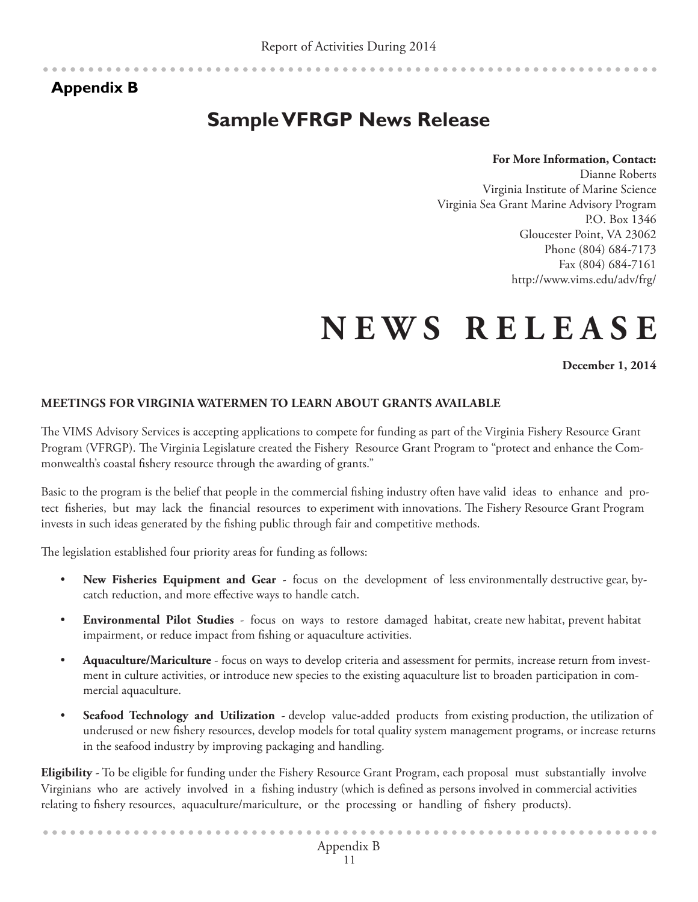## Appendix B

# Sample VFRGP News Release

**For More Information, Contact:**
Dianne Roberts
Virginia Institute of Marine Science
Virginia Sea Grant Marine Advisory Program
P.O. Box 1346
Gloucester Point, VA 23062
Phone (804) 684-7173
Fax (804) 684-7161
http://www.vims.edu/adv/frg/

# NEWS RELEASE

**December 1, 2014**

**MEETINGS FOR VIRGINIA WATERMEN TO LEARN ABOUT GRANTS AVAILABLE**

The VIMS Advisory Services is accepting applications to compete for funding as part of the Virginia Fishery Resource Grant Program (VFRGP). The Virginia Legislature created the Fishery Resource Grant Program to "protect and enhance the Commonwealth's coastal fishery resource through the awarding of grants."

Basic to the program is the belief that people in the commercial fishing industry often have valid ideas to enhance and protect fisheries, but may lack the financial resources to experiment with innovations. The Fishery Resource Grant Program invests in such ideas generated by the fishing public through fair and competitive methods.

The legislation established four priority areas for funding as follows:

- **New Fisheries Equipment and Gear** - focus on the development of less environmentally destructive gear, by-catch reduction, and more effective ways to handle catch.
- **Environmental Pilot Studies** - focus on ways to restore damaged habitat, create new habitat, prevent habitat impairment, or reduce impact from fishing or aquaculture activities.
- **Aquaculture/Mariculture** - focus on ways to develop criteria and assessment for permits, increase return from investment in culture activities, or introduce new species to the existing aquaculture list to broaden participation in commercial aquaculture.
- **Seafood Technology and Utilization** - develop value-added products from existing production, the utilization of underused or new fishery resources, develop models for total quality system management programs, or increase returns in the seafood industry by improving packaging and handling.

**Eligibility** - To be eligible for funding under the Fishery Resource Grant Program, each proposal must substantially involve Virginians who are actively involved in a fishing industry (which is defined as persons involved in commercial activities relating to fishery resources, aquaculture/mariculture, or the processing or handling of fishery products).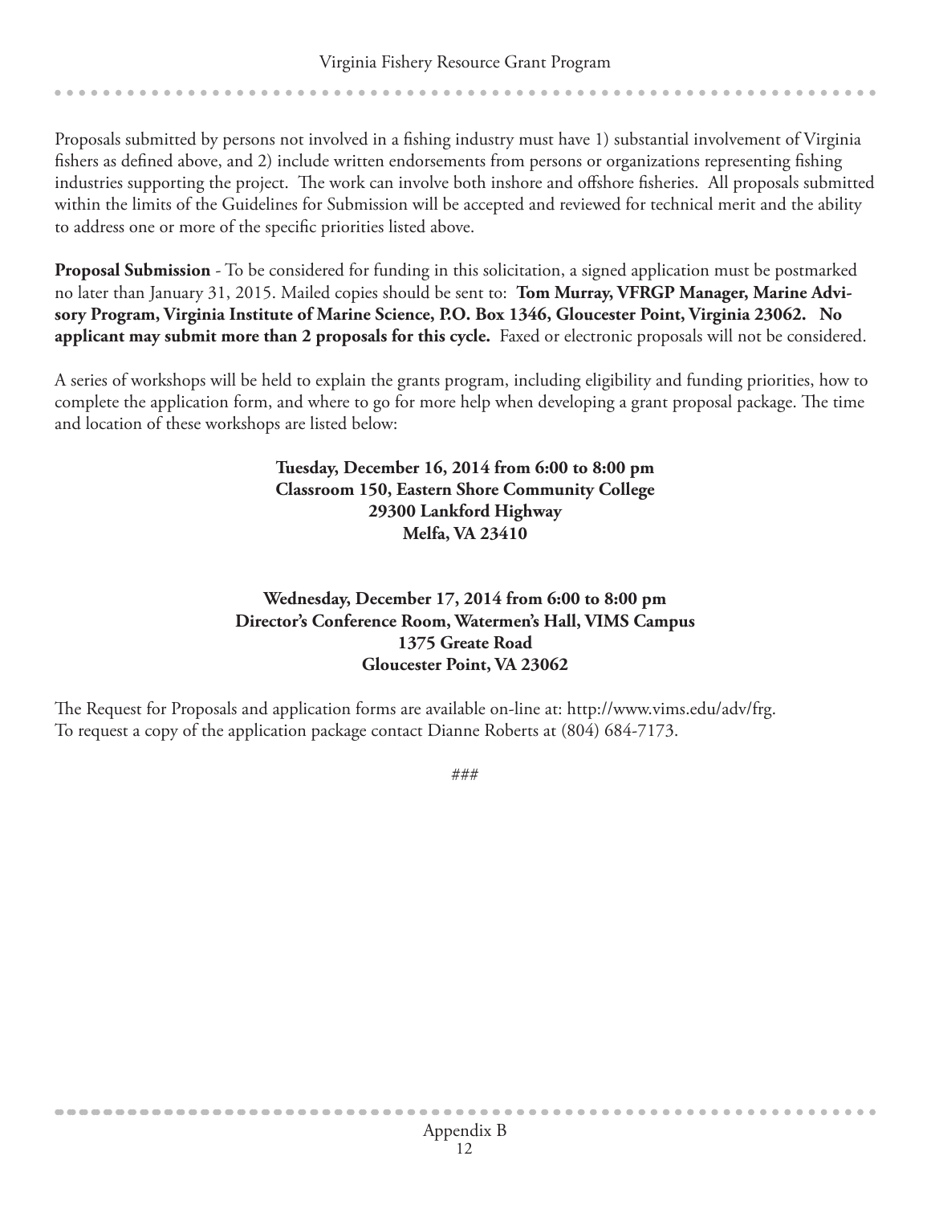Proposals submitted by persons not involved in a fishing industry must have 1) substantial involvement of Virginia fishers as defined above, and 2) include written endorsements from persons or organizations representing fishing industries supporting the project. The work can involve both inshore and offshore fisheries. All proposals submitted within the limits of the Guidelines for Submission will be accepted and reviewed for technical merit and the ability to address one or more of the specific priorities listed above.

**Proposal Submission** - To be considered for funding in this solicitation, a signed application must be postmarked no later than January 31, 2015. Mailed copies should be sent to: **Tom Murray, VFRGP Manager, Marine Advisory Program, Virginia Institute of Marine Science, P.O. Box 1346, Gloucester Point, Virginia 23062. No applicant may submit more than 2 proposals for this cycle.** Faxed or electronic proposals will not be considered.

A series of workshops will be held to explain the grants program, including eligibility and funding priorities, how to complete the application form, and where to go for more help when developing a grant proposal package. The time and location of these workshops are listed below:

**Tuesday, December 16, 2014 from 6:00 to 8:00 pm**
**Classroom 150, Eastern Shore Community College**
**29300 Lankford Highway**
**Melfa, VA 23410**

**Wednesday, December 17, 2014 from 6:00 to 8:00 pm**
**Director's Conference Room, Watermen's Hall, VIMS Campus**
**1375 Greate Road**
**Gloucester Point, VA 23062**

The Request for Proposals and application forms are available on-line at: http://www.vims.edu/adv/frg.
To request a copy of the application package contact Dianne Roberts at (804) 684-7173.

###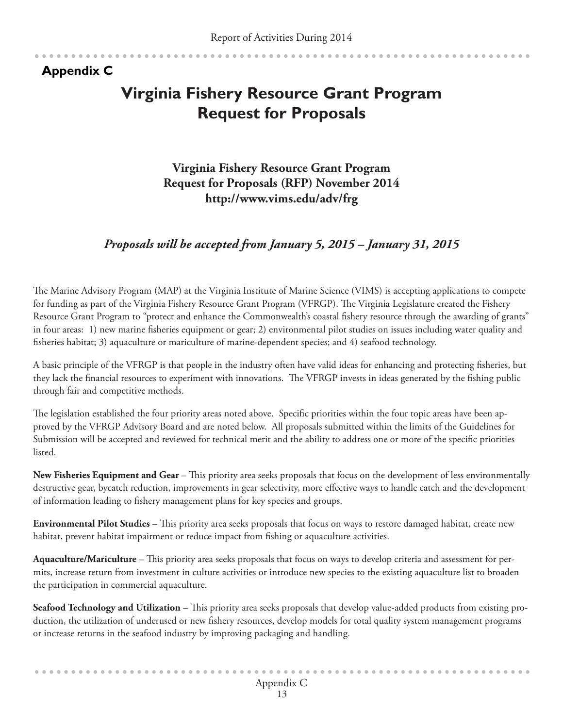**Appendix C**

# Virginia Fishery Resource Grant Program Request for Proposals

## Virginia Fishery Resource Grant Program Request for Proposals (RFP) November 2014 http://www.vims.edu/adv/frg

***Proposals will be accepted from January 5, 2015 – January 31, 2015***

The Marine Advisory Program (MAP) at the Virginia Institute of Marine Science (VIMS) is accepting applications to compete for funding as part of the Virginia Fishery Resource Grant Program (VFRGP). The Virginia Legislature created the Fishery Resource Grant Program to "protect and enhance the Commonwealth's coastal fishery resource through the awarding of grants" in four areas: 1) new marine fisheries equipment or gear; 2) environmental pilot studies on issues including water quality and fisheries habitat; 3) aquaculture or mariculture of marine-dependent species; and 4) seafood technology.

A basic principle of the VFRGP is that people in the industry often have valid ideas for enhancing and protecting fisheries, but they lack the financial resources to experiment with innovations. The VFRGP invests in ideas generated by the fishing public through fair and competitive methods.

The legislation established the four priority areas noted above. Specific priorities within the four topic areas have been approved by the VFRGP Advisory Board and are noted below. All proposals submitted within the limits of the Guidelines for Submission will be accepted and reviewed for technical merit and the ability to address one or more of the specific priorities listed.

**New Fisheries Equipment and Gear** – This priority area seeks proposals that focus on the development of less environmentally destructive gear, bycatch reduction, improvements in gear selectivity, more effective ways to handle catch and the development of information leading to fishery management plans for key species and groups.

**Environmental Pilot Studies** – This priority area seeks proposals that focus on ways to restore damaged habitat, create new habitat, prevent habitat impairment or reduce impact from fishing or aquaculture activities.

**Aquaculture/Mariculture** – This priority area seeks proposals that focus on ways to develop criteria and assessment for permits, increase return from investment in culture activities or introduce new species to the existing aquaculture list to broaden the participation in commercial aquaculture.

**Seafood Technology and Utilization** – This priority area seeks proposals that develop value-added products from existing production, the utilization of underused or new fishery resources, develop models for total quality system management programs or increase returns in the seafood industry by improving packaging and handling.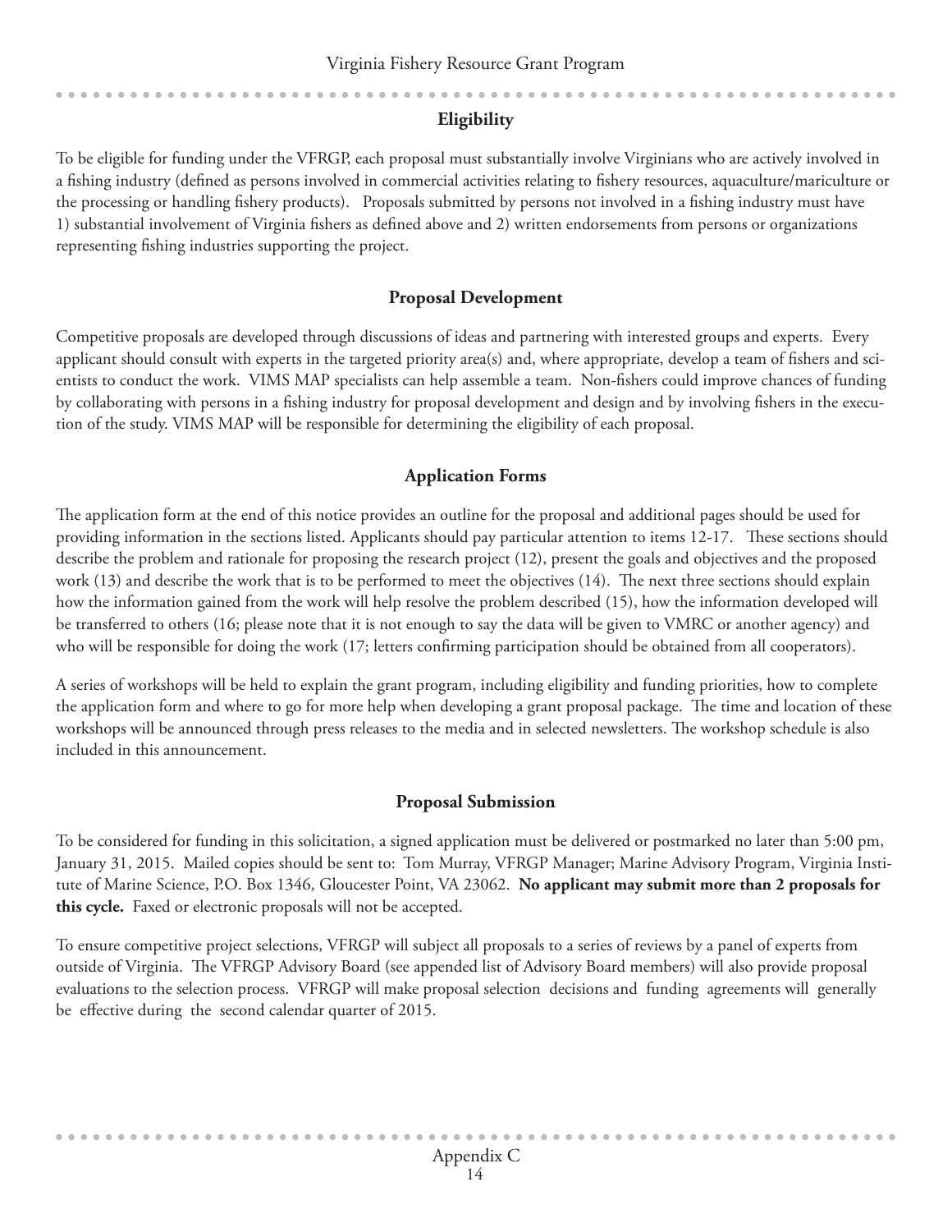## Eligibility

To be eligible for funding under the VFRGP, each proposal must substantially involve Virginians who are actively involved in a fishing industry (defined as persons involved in commercial activities relating to fishery resources, aquaculture/mariculture or the processing or handling fishery products). Proposals submitted by persons not involved in a fishing industry must have 1) substantial involvement of Virginia fishers as defined above and 2) written endorsements from persons or organizations representing fishing industries supporting the project.

## Proposal Development

Competitive proposals are developed through discussions of ideas and partnering with interested groups and experts. Every applicant should consult with experts in the targeted priority area(s) and, where appropriate, develop a team of fishers and scientists to conduct the work. VIMS MAP specialists can help assemble a team. Non-fishers could improve chances of funding by collaborating with persons in a fishing industry for proposal development and design and by involving fishers in the execution of the study. VIMS MAP will be responsible for determining the eligibility of each proposal.

## Application Forms

The application form at the end of this notice provides an outline for the proposal and additional pages should be used for providing information in the sections listed. Applicants should pay particular attention to items 12-17. These sections should describe the problem and rationale for proposing the research project (12), present the goals and objectives and the proposed work (13) and describe the work that is to be performed to meet the objectives (14). The next three sections should explain how the information gained from the work will help resolve the problem described (15), how the information developed will be transferred to others (16; please note that it is not enough to say the data will be given to VMRC or another agency) and who will be responsible for doing the work (17; letters confirming participation should be obtained from all cooperators).

A series of workshops will be held to explain the grant program, including eligibility and funding priorities, how to complete the application form and where to go for more help when developing a grant proposal package. The time and location of these workshops will be announced through press releases to the media and in selected newsletters. The workshop schedule is also included in this announcement.

## Proposal Submission

To be considered for funding in this solicitation, a signed application must be delivered or postmarked no later than 5:00 pm, January 31, 2015. Mailed copies should be sent to: Tom Murray, VFRGP Manager; Marine Advisory Program, Virginia Institute of Marine Science, P.O. Box 1346, Gloucester Point, VA 23062. **No applicant may submit more than 2 proposals for this cycle.** Faxed or electronic proposals will not be accepted.

To ensure competitive project selections, VFRGP will subject all proposals to a series of reviews by a panel of experts from outside of Virginia. The VFRGP Advisory Board (see appended list of Advisory Board members) will also provide proposal evaluations to the selection process. VFRGP will make proposal selection decisions and funding agreements will generally be effective during the second calendar quarter of 2015.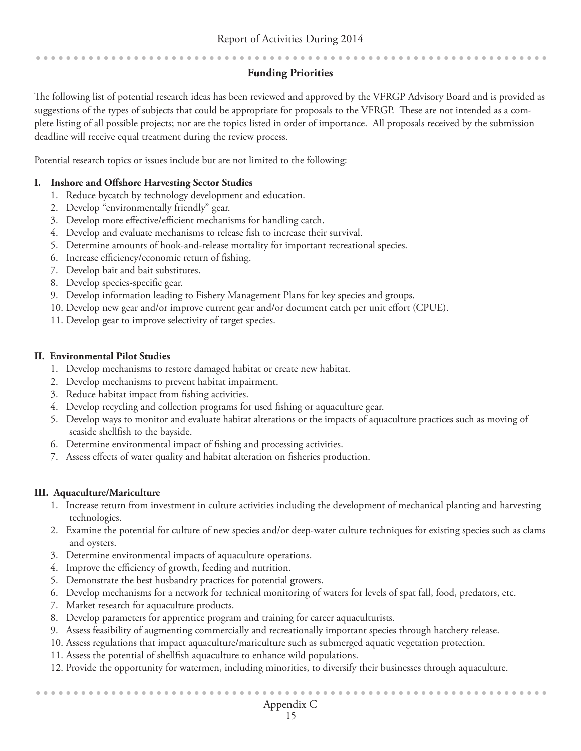## Funding Priorities

The following list of potential research ideas has been reviewed and approved by the VFRGP Advisory Board and is provided as suggestions of the types of subjects that could be appropriate for proposals to the VFRGP. These are not intended as a complete listing of all possible projects; nor are the topics listed in order of importance. All proposals received by the submission deadline will receive equal treatment during the review process.

Potential research topics or issues include but are not limited to the following:

### I. Inshore and Offshore Harvesting Sector Studies

1. Reduce bycatch by technology development and education.
2. Develop "environmentally friendly" gear.
3. Develop more effective/efficient mechanisms for handling catch.
4. Develop and evaluate mechanisms to release fish to increase their survival.
5. Determine amounts of hook-and-release mortality for important recreational species.
6. Increase efficiency/economic return of fishing.
7. Develop bait and bait substitutes.
8. Develop species-specific gear.
9. Develop information leading to Fishery Management Plans for key species and groups.
10. Develop new gear and/or improve current gear and/or document catch per unit effort (CPUE).
11. Develop gear to improve selectivity of target species.

### II. Environmental Pilot Studies

1. Develop mechanisms to restore damaged habitat or create new habitat.
2. Develop mechanisms to prevent habitat impairment.
3. Reduce habitat impact from fishing activities.
4. Develop recycling and collection programs for used fishing or aquaculture gear.
5. Develop ways to monitor and evaluate habitat alterations or the impacts of aquaculture practices such as moving of seaside shellfish to the bayside.
6. Determine environmental impact of fishing and processing activities.
7. Assess effects of water quality and habitat alteration on fisheries production.

### III. Aquaculture/Mariculture

1. Increase return from investment in culture activities including the development of mechanical planting and harvesting technologies.
2. Examine the potential for culture of new species and/or deep-water culture techniques for existing species such as clams and oysters.
3. Determine environmental impacts of aquaculture operations.
4. Improve the efficiency of growth, feeding and nutrition.
5. Demonstrate the best husbandry practices for potential growers.
6. Develop mechanisms for a network for technical monitoring of waters for levels of spat fall, food, predators, etc.
7. Market research for aquaculture products.
8. Develop parameters for apprentice program and training for career aquaculturists.
9. Assess feasibility of augmenting commercially and recreationally important species through hatchery release.
10. Assess regulations that impact aquaculture/mariculture such as submerged aquatic vegetation protection.
11. Assess the potential of shellfish aquaculture to enhance wild populations.
12. Provide the opportunity for watermen, including minorities, to diversify their businesses through aquaculture.

Appendix C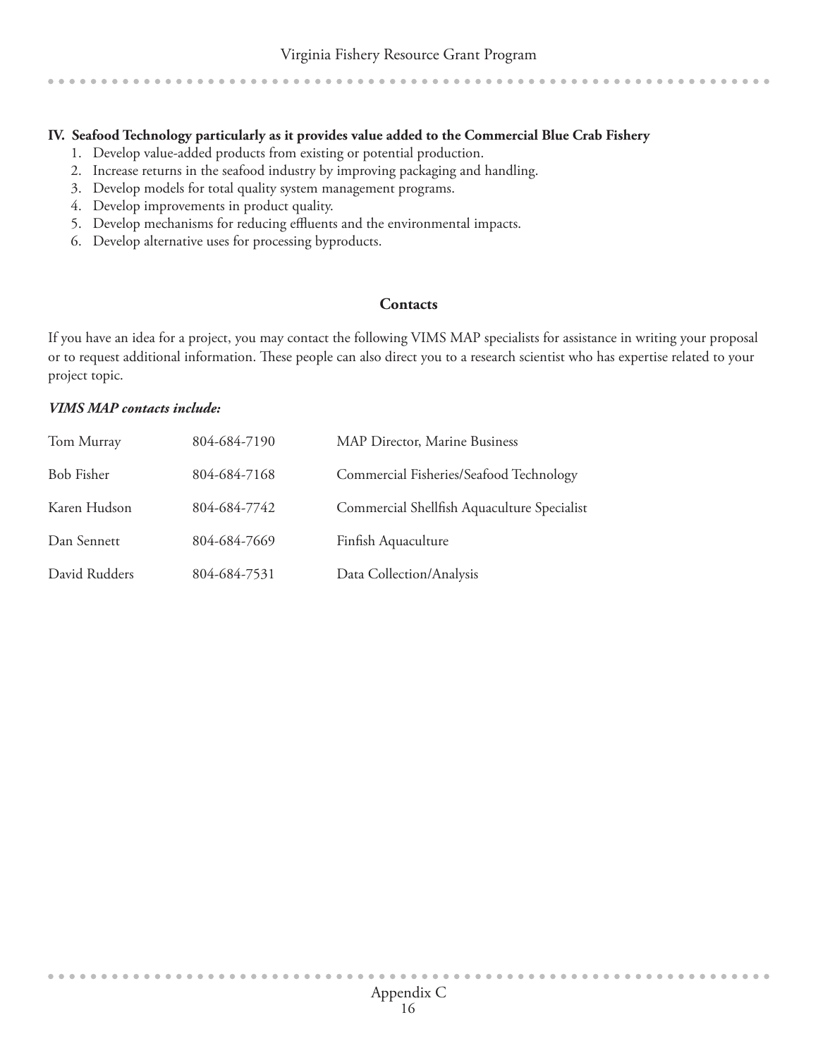**IV. Seafood Technology particularly as it provides value added to the Commercial Blue Crab Fishery**

1. Develop value-added products from existing or potential production.
2. Increase returns in the seafood industry by improving packaging and handling.
3. Develop models for total quality system management programs.
4. Develop improvements in product quality.
5. Develop mechanisms for reducing effluents and the environmental impacts.
6. Develop alternative uses for processing byproducts.

## Contacts

If you have an idea for a project, you may contact the following VIMS MAP specialists for assistance in writing your proposal or to request additional information. These people can also direct you to a research scientist who has expertise related to your project topic.

***VIMS MAP contacts include:***

| | | |
|---|---|---|
| Tom Murray | 804-684-7190 | MAP Director, Marine Business |
| Bob Fisher | 804-684-7168 | Commercial Fisheries/Seafood Technology |
| Karen Hudson | 804-684-7742 | Commercial Shellfish Aquaculture Specialist |
| Dan Sennett | 804-684-7669 | Finfish Aquaculture |
| David Rudders | 804-684-7531 | Data Collection/Analysis |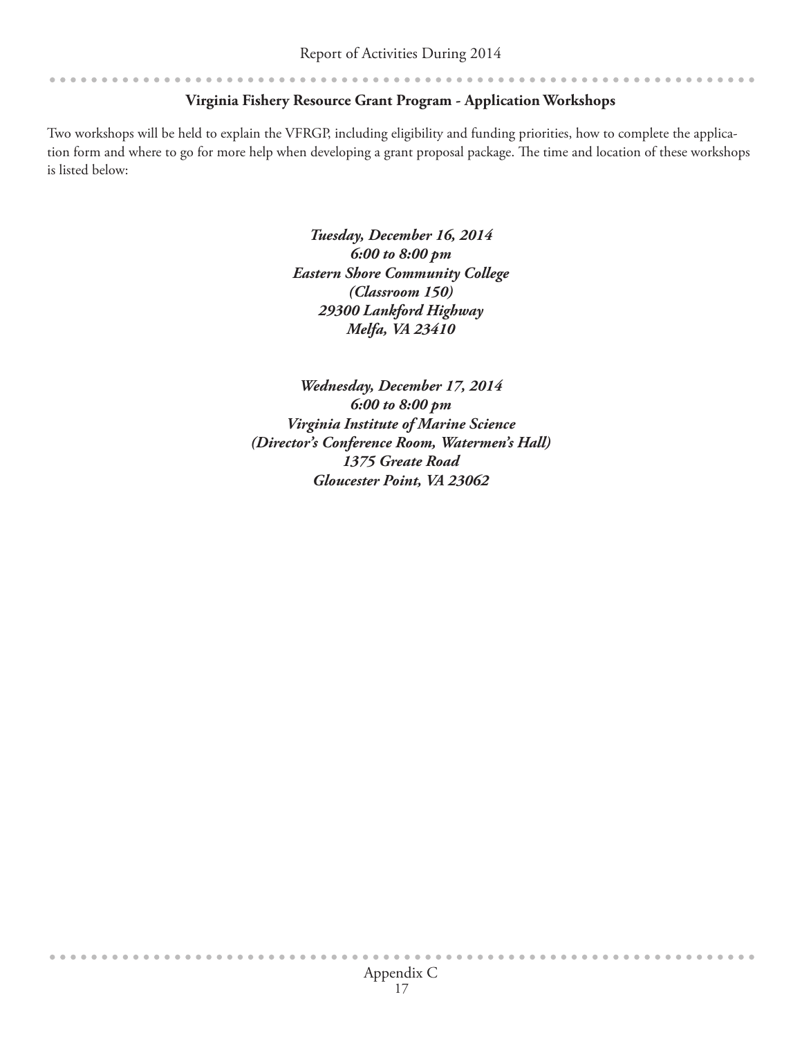## Virginia Fishery Resource Grant Program - Application Workshops

Two workshops will be held to explain the VFRGP, including eligibility and funding priorities, how to complete the application form and where to go for more help when developing a grant proposal package. The time and location of these workshops is listed below:

***Tuesday, December 16, 2014***
***6:00 to 8:00 pm***
***Eastern Shore Community College***
***(Classroom 150)***
***29300 Lankford Highway***
***Melfa, VA 23410***

***Wednesday, December 17, 2014***
***6:00 to 8:00 pm***
***Virginia Institute of Marine Science***
***(Director's Conference Room, Watermen's Hall)***
***1375 Greate Road***
***Gloucester Point, VA 23062***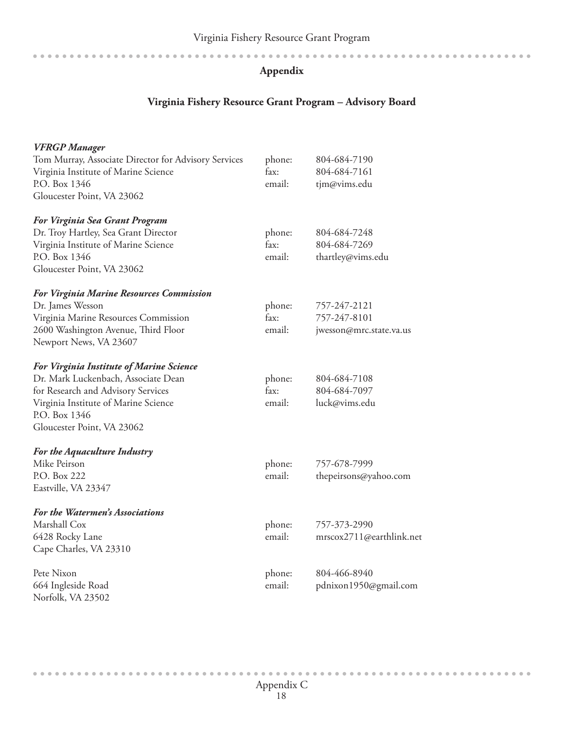# Appendix

## Virginia Fishery Resource Grant Program – Advisory Board

***VFRGP Manager***

| | | |
|---|---|---|
| Tom Murray, Associate Director for Advisory Services | phone: | 804-684-7190 |
| Virginia Institute of Marine Science | fax: | 804-684-7161 |
| P.O. Box 1346 | email: | tjm@vims.edu |
| Gloucester Point, VA 23062 | | |

***For Virginia Sea Grant Program***

| | | |
|---|---|---|
| Dr. Troy Hartley, Sea Grant Director | phone: | 804-684-7248 |
| Virginia Institute of Marine Science | fax: | 804-684-7269 |
| P.O. Box 1346 | email: | thartley@vims.edu |
| Gloucester Point, VA 23062 | | |

***For Virginia Marine Resources Commission***

| | | |
|---|---|---|
| Dr. James Wesson | phone: | 757-247-2121 |
| Virginia Marine Resources Commission | fax: | 757-247-8101 |
| 2600 Washington Avenue, Third Floor | email: | jwesson@mrc.state.va.us |
| Newport News, VA 23607 | | |

***For Virginia Institute of Marine Science***

| | | |
|---|---|---|
| Dr. Mark Luckenbach, Associate Dean | phone: | 804-684-7108 |
| for Research and Advisory Services | fax: | 804-684-7097 |
| Virginia Institute of Marine Science | email: | luck@vims.edu |
| P.O. Box 1346 | | |
| Gloucester Point, VA 23062 | | |

***For the Aquaculture Industry***

| | | |
|---|---|---|
| Mike Peirson | phone: | 757-678-7999 |
| P.O. Box 222 | email: | thepeirsons@yahoo.com |
| Eastville, VA 23347 | | |

***For the Watermen's Associations***

| | | |
|---|---|---|
| Marshall Cox | phone: | 757-373-2990 |
| 6428 Rocky Lane | email: | mrscox2711@earthlink.net |
| Cape Charles, VA 23310 | | |
| | | |
| Pete Nixon | phone: | 804-466-8940 |
| 664 Ingleside Road | email: | pdnixon1950@gmail.com |
| Norfolk, VA 23502 | | |

Appendix C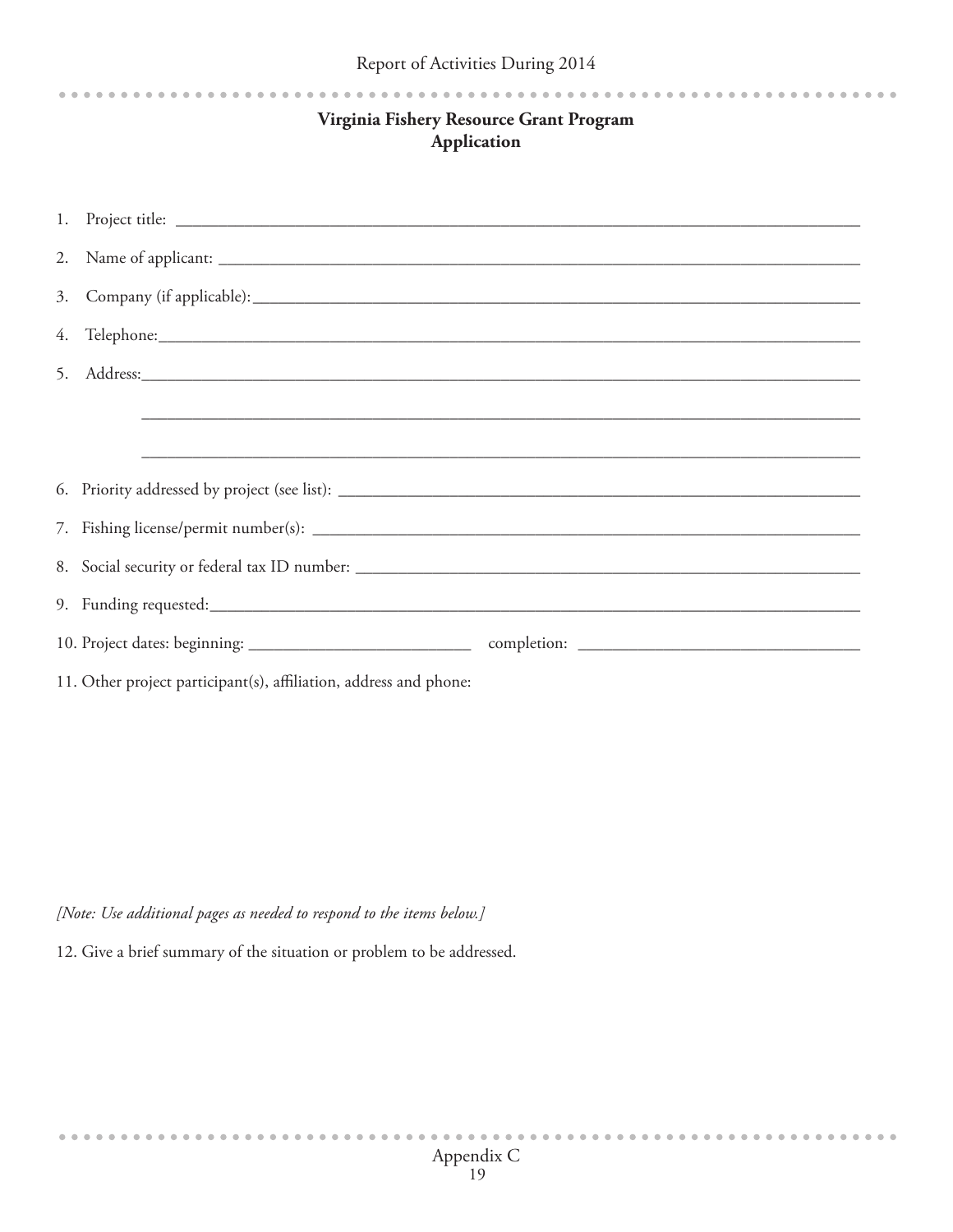## Virginia Fishery Resource Grant Program
## Application

1. Project title: ___________________________________________________________________________

2. Name of applicant: ______________________________________________________________________

3. Company (if applicable):__________________________________________________________________

4. Telephone:_____________________________________________________________________________

5. Address:_______________________________________________________________________________

   _______________________________________________________________________________

   _______________________________________________________________________________

6. Priority addressed by project (see list): _____________________________________________________

7. Fishing license/permit number(s): _________________________________________________________

8. Social security or federal tax ID number: ___________________________________________________

9. Funding requested:______________________________________________________________________

10. Project dates: beginning: _________________________ completion: ______________________________

11. Other project participant(s), affiliation, address and phone:

*[Note: Use additional pages as needed to respond to the items below.]*

12. Give a brief summary of the situation or problem to be addressed.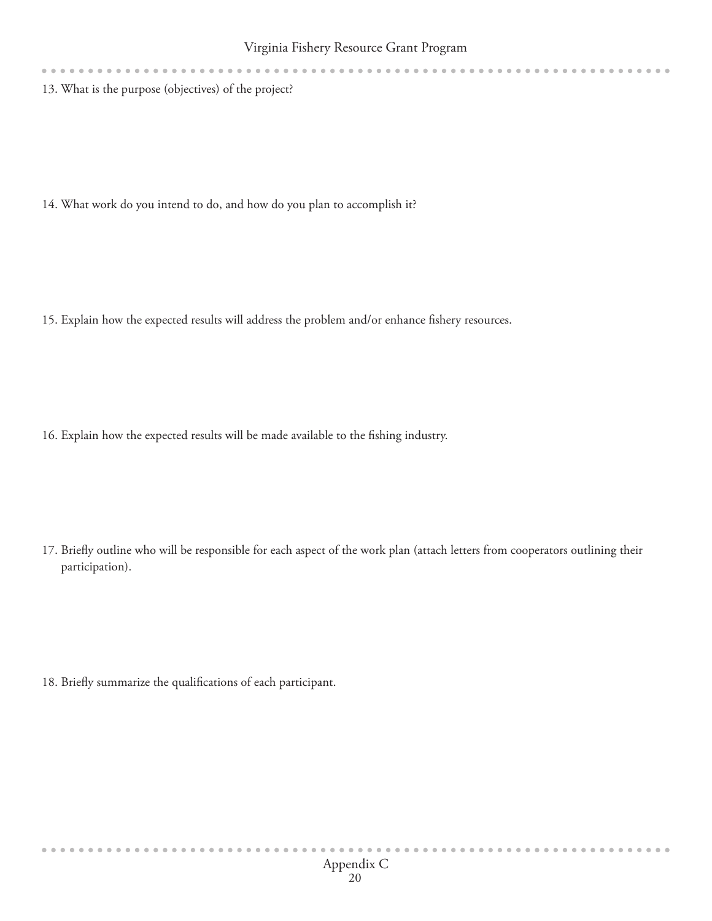13. What is the purpose (objectives) of the project?

14. What work do you intend to do, and how do you plan to accomplish it?

15. Explain how the expected results will address the problem and/or enhance fishery resources.

16. Explain how the expected results will be made available to the fishing industry.

17. Briefly outline who will be responsible for each aspect of the work plan (attach letters from cooperators outlining their participation).

18. Briefly summarize the qualifications of each participant.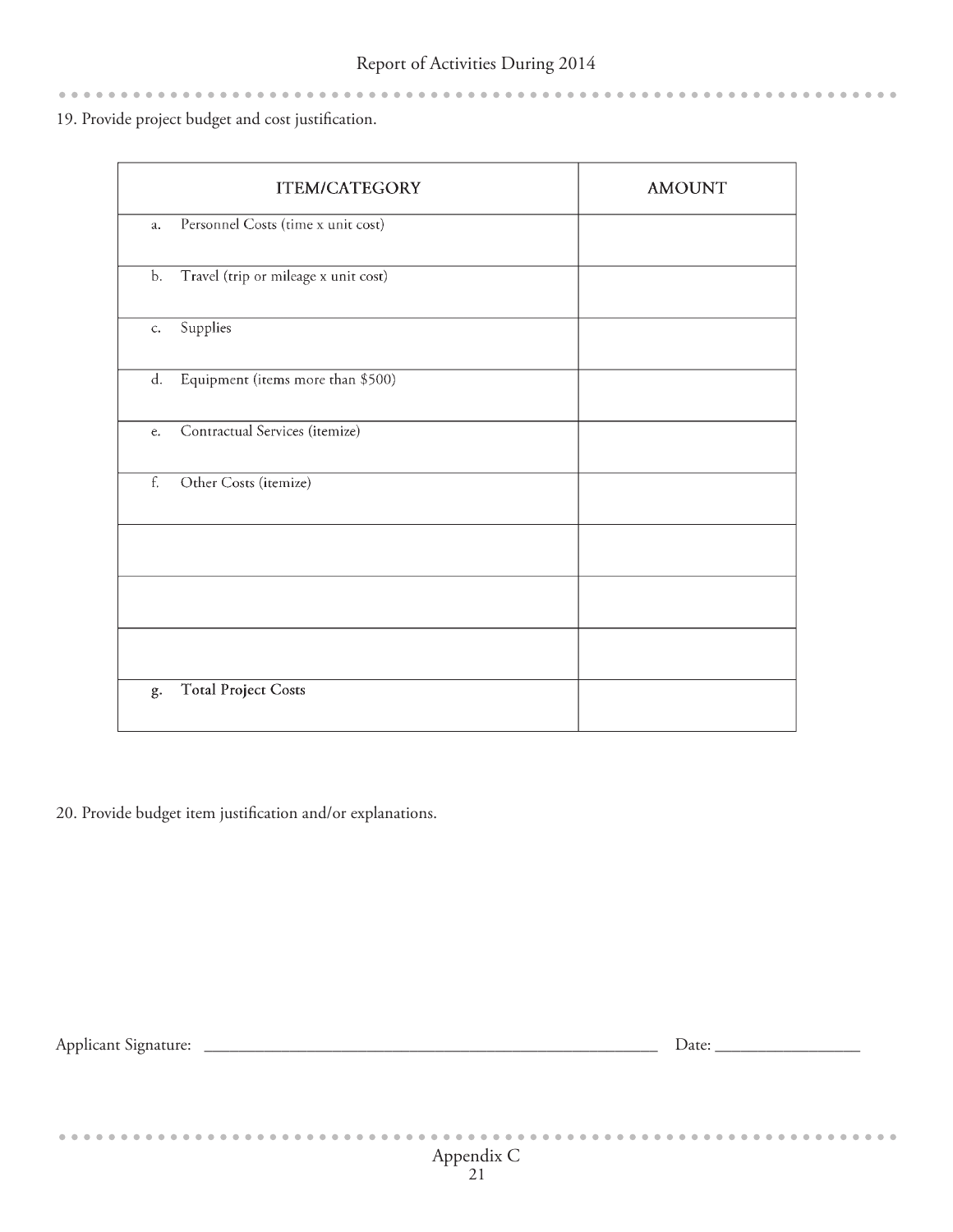19. Provide project budget and cost justification.

| ITEM/CATEGORY | AMOUNT |
| --- | --- |
| a. Personnel Costs (time x unit cost) | |
| b. Travel (trip or mileage x unit cost) | |
| c. Supplies | |
| d. Equipment (items more than $500) | |
| e. Contractual Services (itemize) | |
| f. Other Costs (itemize) | |
| | |
| | |
| | |
| g. **Total Project Costs** | |

20. Provide budget item justification and/or explanations.

Applicant Signature: ______________________________________________ Date: _______________

Appendix C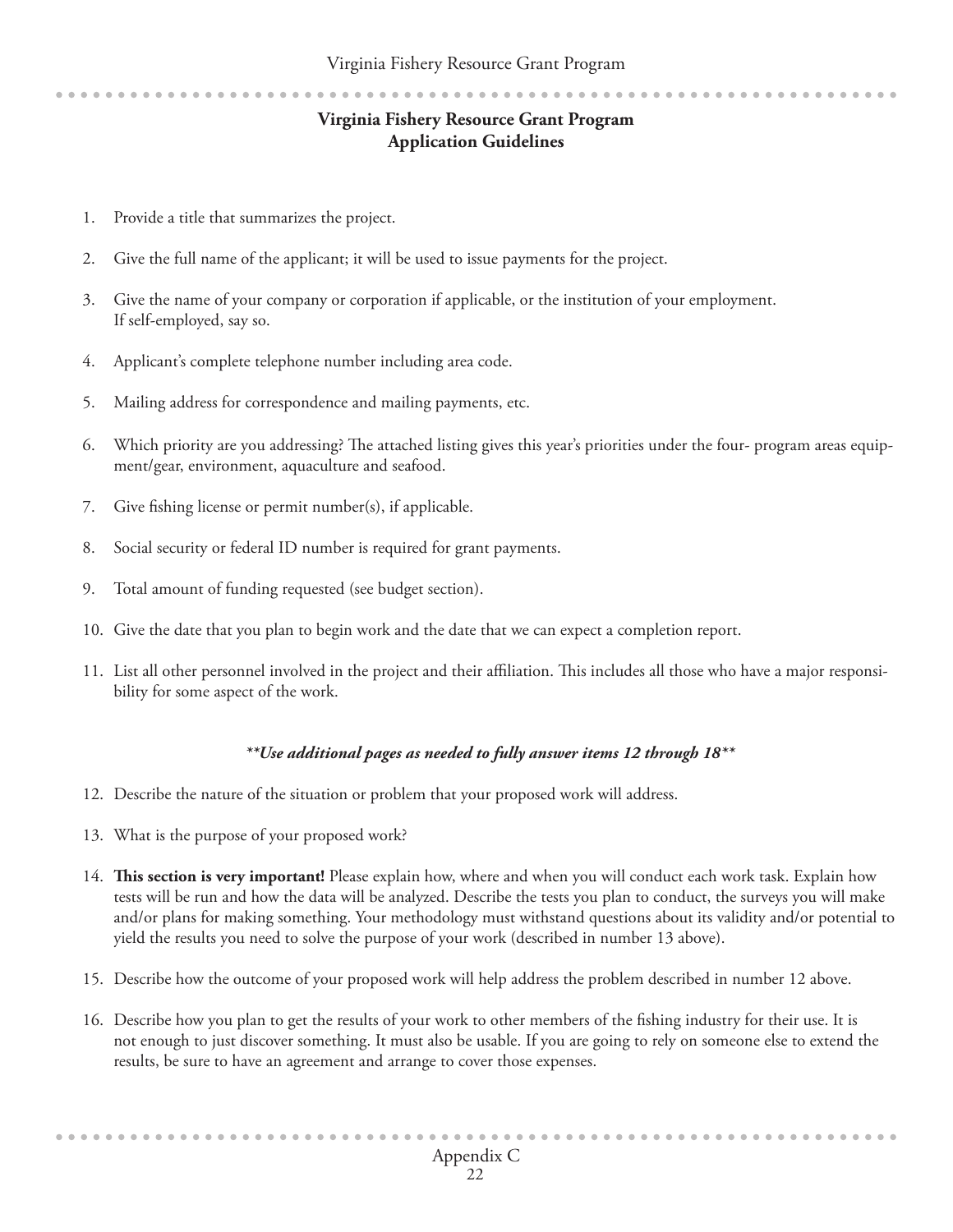## Virginia Fishery Resource Grant Program
## Application Guidelines

1. Provide a title that summarizes the project.
2. Give the full name of the applicant; it will be used to issue payments for the project.
3. Give the name of your company or corporation if applicable, or the institution of your employment. If self-employed, say so.
4. Applicant's complete telephone number including area code.
5. Mailing address for correspondence and mailing payments, etc.
6. Which priority are you addressing? The attached listing gives this year's priorities under the four- program areas equipment/gear, environment, aquaculture and seafood.
7. Give fishing license or permit number(s), if applicable.
8. Social security or federal ID number is required for grant payments.
9. Total amount of funding requested (see budget section).
10. Give the date that you plan to begin work and the date that we can expect a completion report.
11. List all other personnel involved in the project and their affiliation. This includes all those who have a major responsibility for some aspect of the work.

***\*\*Use additional pages as needed to fully answer items 12 through 18\*\****

12. Describe the nature of the situation or problem that your proposed work will address.
13. What is the purpose of your proposed work?
14. **This section is very important!** Please explain how, where and when you will conduct each work task. Explain how tests will be run and how the data will be analyzed. Describe the tests you plan to conduct, the surveys you will make and/or plans for making something. Your methodology must withstand questions about its validity and/or potential to yield the results you need to solve the purpose of your work (described in number 13 above).
15. Describe how the outcome of your proposed work will help address the problem described in number 12 above.
16. Describe how you plan to get the results of your work to other members of the fishing industry for their use. It is not enough to just discover something. It must also be usable. If you are going to rely on someone else to extend the results, be sure to have an agreement and arrange to cover those expenses.

Appendix C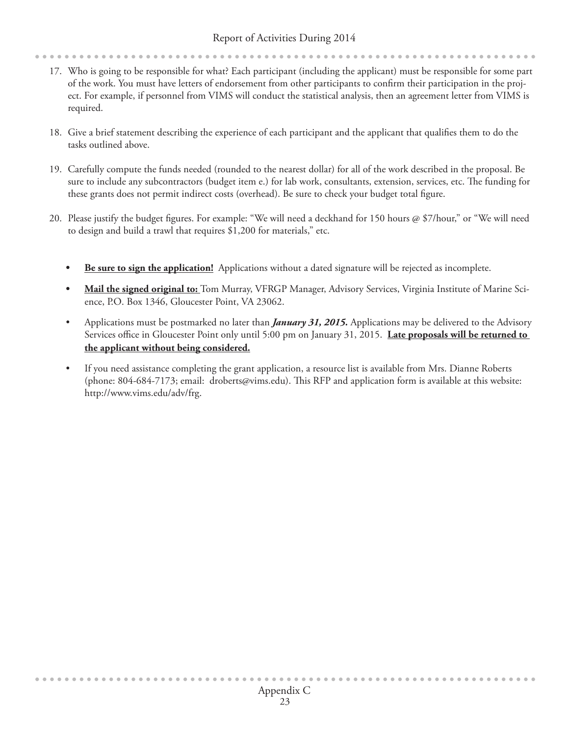17. Who is going to be responsible for what? Each participant (including the applicant) must be responsible for some part of the work. You must have letters of endorsement from other participants to confirm their participation in the project. For example, if personnel from VIMS will conduct the statistical analysis, then an agreement letter from VIMS is required.

18. Give a brief statement describing the experience of each participant and the applicant that qualifies them to do the tasks outlined above.

19. Carefully compute the funds needed (rounded to the nearest dollar) for all of the work described in the proposal. Be sure to include any subcontractors (budget item e.) for lab work, consultants, extension, services, etc. The funding for these grants does not permit indirect costs (overhead). Be sure to check your budget total figure.

20. Please justify the budget figures. For example: "We will need a deckhand for 150 hours @ $7/hour," or "We will need to design and build a trawl that requires $1,200 for materials," etc.

- **Be sure to sign the application!** Applications without a dated signature will be rejected as incomplete.
- **Mail the signed original to:** Tom Murray, VFRGP Manager, Advisory Services, Virginia Institute of Marine Science, P.O. Box 1346, Gloucester Point, VA 23062.
- Applications must be postmarked no later than ***January 31, 2015.*** Applications may be delivered to the Advisory Services office in Gloucester Point only until 5:00 pm on January 31, 2015. **Late proposals will be returned to the applicant without being considered.**
- If you need assistance completing the grant application, a resource list is available from Mrs. Dianne Roberts (phone: 804-684-7173; email: droberts@vims.edu). This RFP and application form is available at this website: http://www.vims.edu/adv/frg.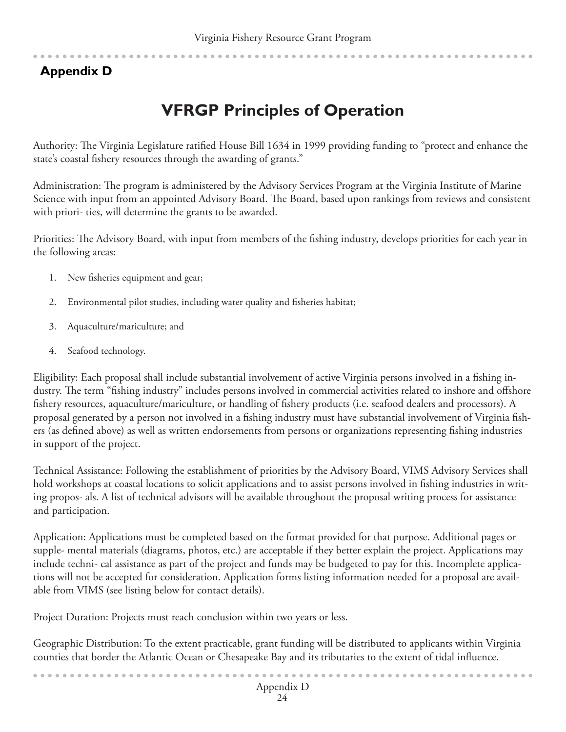## Appendix D

# VFRGP Principles of Operation

Authority: The Virginia Legislature ratified House Bill 1634 in 1999 providing funding to "protect and enhance the state's coastal fishery resources through the awarding of grants."

Administration: The program is administered by the Advisory Services Program at the Virginia Institute of Marine Science with input from an appointed Advisory Board. The Board, based upon rankings from reviews and consistent with priori- ties, will determine the grants to be awarded.

Priorities: The Advisory Board, with input from members of the fishing industry, develops priorities for each year in the following areas:

1. New fisheries equipment and gear;
2. Environmental pilot studies, including water quality and fisheries habitat;
3. Aquaculture/mariculture; and
4. Seafood technology.

Eligibility: Each proposal shall include substantial involvement of active Virginia persons involved in a fishing industry. The term "fishing industry" includes persons involved in commercial activities related to inshore and offshore fishery resources, aquaculture/mariculture, or handling of fishery products (i.e. seafood dealers and processors). A proposal generated by a person not involved in a fishing industry must have substantial involvement of Virginia fishers (as defined above) as well as written endorsements from persons or organizations representing fishing industries in support of the project.

Technical Assistance: Following the establishment of priorities by the Advisory Board, VIMS Advisory Services shall hold workshops at coastal locations to solicit applications and to assist persons involved in fishing industries in writing propos- als. A list of technical advisors will be available throughout the proposal writing process for assistance and participation.

Application: Applications must be completed based on the format provided for that purpose. Additional pages or supple- mental materials (diagrams, photos, etc.) are acceptable if they better explain the project. Applications may include techni- cal assistance as part of the project and funds may be budgeted to pay for this. Incomplete applications will not be accepted for consideration. Application forms listing information needed for a proposal are available from VIMS (see listing below for contact details).

Project Duration: Projects must reach conclusion within two years or less.

Geographic Distribution: To the extent practicable, grant funding will be distributed to applicants within Virginia counties that border the Atlantic Ocean or Chesapeake Bay and its tributaries to the extent of tidal influence.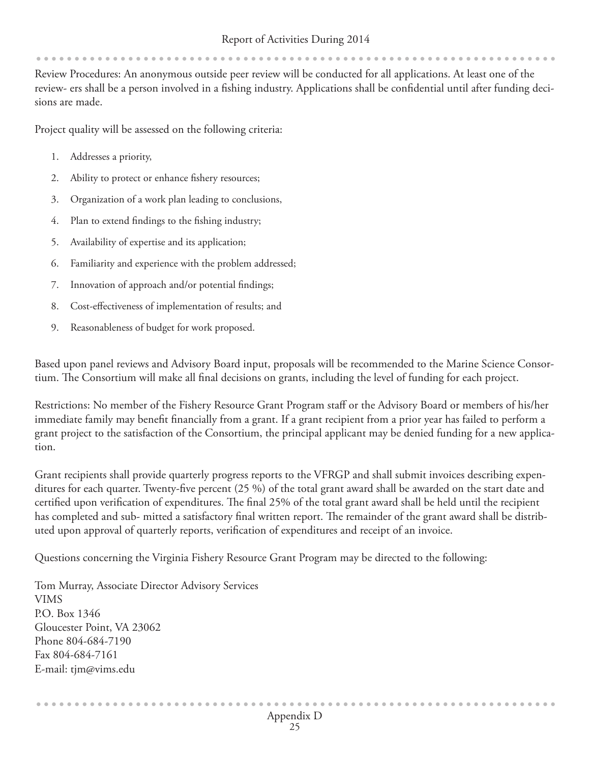Review Procedures: An anonymous outside peer review will be conducted for all applications. At least one of the review- ers shall be a person involved in a fishing industry. Applications shall be confidential until after funding decisions are made.

Project quality will be assessed on the following criteria:

1. Addresses a priority,
2. Ability to protect or enhance fishery resources;
3. Organization of a work plan leading to conclusions,
4. Plan to extend findings to the fishing industry;
5. Availability of expertise and its application;
6. Familiarity and experience with the problem addressed;
7. Innovation of approach and/or potential findings;
8. Cost-effectiveness of implementation of results; and
9. Reasonableness of budget for work proposed.

Based upon panel reviews and Advisory Board input, proposals will be recommended to the Marine Science Consortium. The Consortium will make all final decisions on grants, including the level of funding for each project.

Restrictions: No member of the Fishery Resource Grant Program staff or the Advisory Board or members of his/her immediate family may benefit financially from a grant. If a grant recipient from a prior year has failed to perform a grant project to the satisfaction of the Consortium, the principal applicant may be denied funding for a new application.

Grant recipients shall provide quarterly progress reports to the VFRGP and shall submit invoices describing expenditures for each quarter. Twenty-five percent (25 %) of the total grant award shall be awarded on the start date and certified upon verification of expenditures. The final 25% of the total grant award shall be held until the recipient has completed and sub- mitted a satisfactory final written report. The remainder of the grant award shall be distributed upon approval of quarterly reports, verification of expenditures and receipt of an invoice.

Questions concerning the Virginia Fishery Resource Grant Program may be directed to the following:

Tom Murray, Associate Director Advisory Services
VIMS
P.O. Box 1346
Gloucester Point, VA 23062
Phone 804-684-7190
Fax 804-684-7161
E-mail: tjm@vims.edu

Appendix D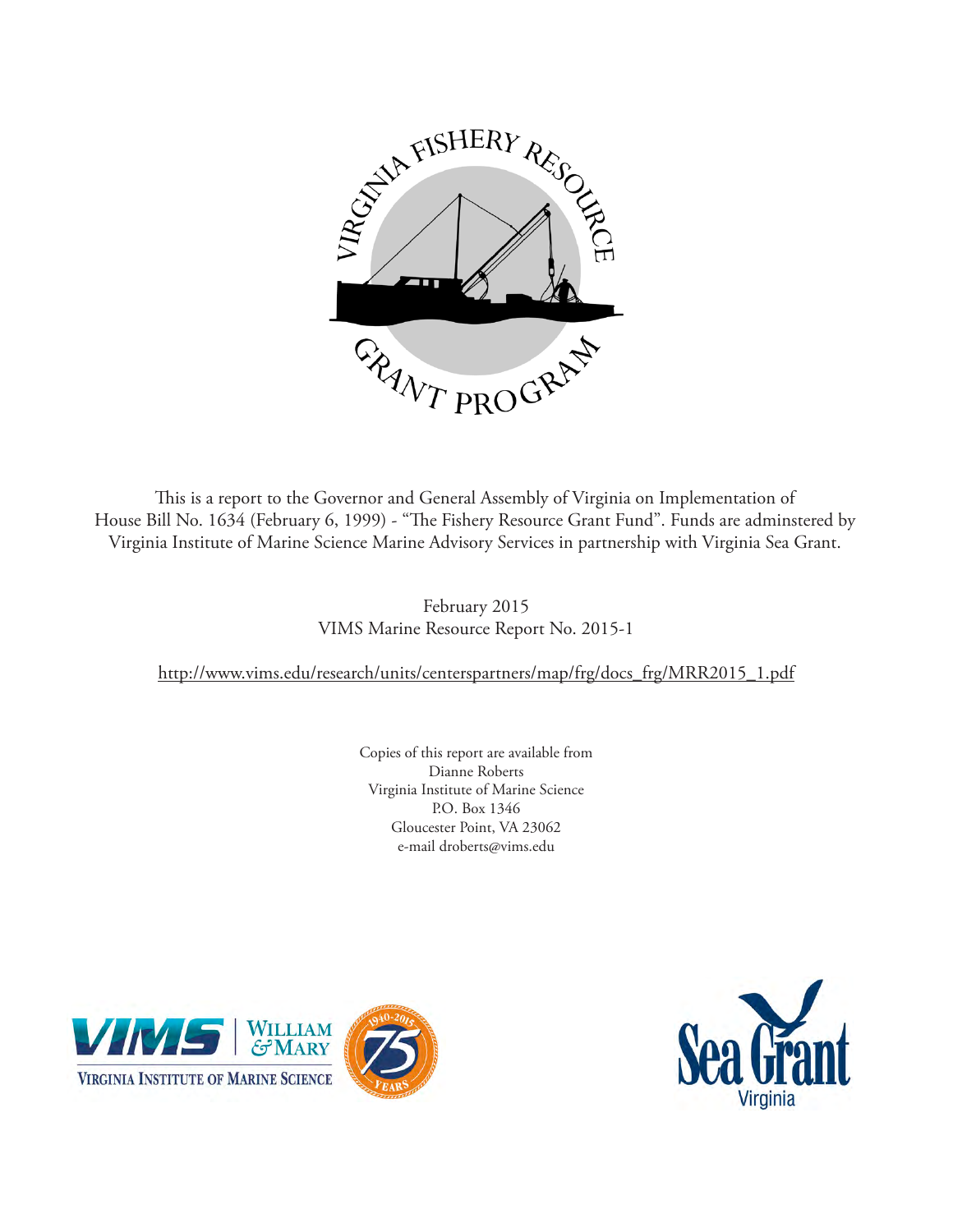VIRGINIA FISHERY RESOURCE GRANT PROGRAM

This is a report to the Governor and General Assembly of Virginia on Implementation of House Bill No. 1634 (February 6, 1999) - "The Fishery Resource Grant Fund". Funds are adminstered by Virginia Institute of Marine Science Marine Advisory Services in partnership with Virginia Sea Grant.

February 2015
VIMS Marine Resource Report No. 2015-1

http://www.vims.edu/research/units/centerspartners/map/frg/docs_frg/MRR2015_1.pdf

Copies of this report are available from
Dianne Roberts
Virginia Institute of Marine Science
P.O. Box 1346
Gloucester Point, VA 23062
e-mail droberts@vims.edu

VIMS | WILLIAM & MARY
VIRGINIA INSTITUTE OF MARINE SCIENCE
1940-2015 75 YEARS

Sea Grant
Virginia